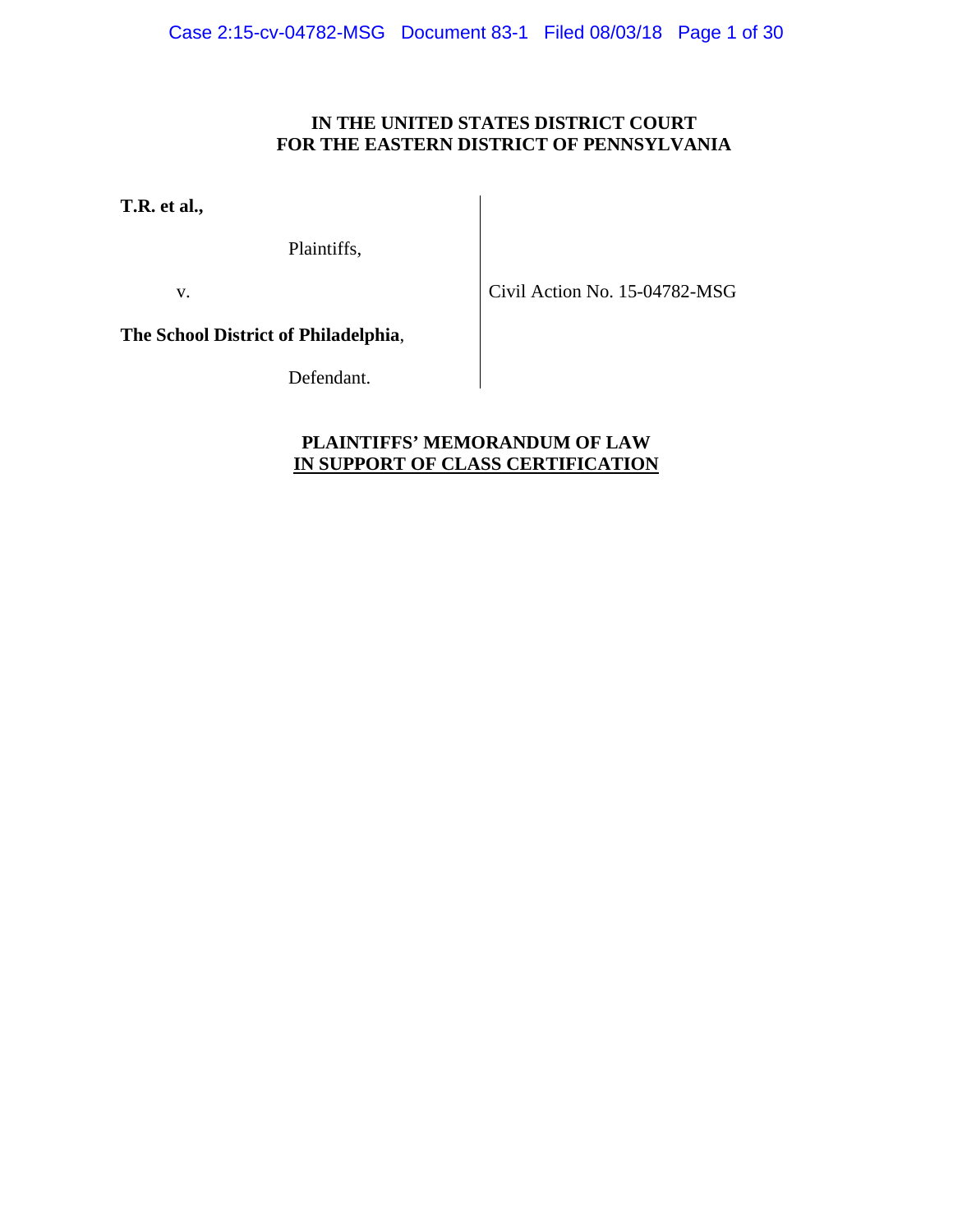**IN THE UNITED STATES DISTRICT COURT**
**FOR THE EASTERN DISTRICT OF PENNSYLVANIA**

| | |
|---|---|
| **T.R. et al.,**<br><br>Plaintiffs,<br><br>v.<br><br>**The School District of Philadelphia**,<br><br>Defendant. | Civil Action No. 15-04782-MSG |

**PLAINTIFFS' MEMORANDUM OF LAW**
**IN SUPPORT OF CLASS CERTIFICATION**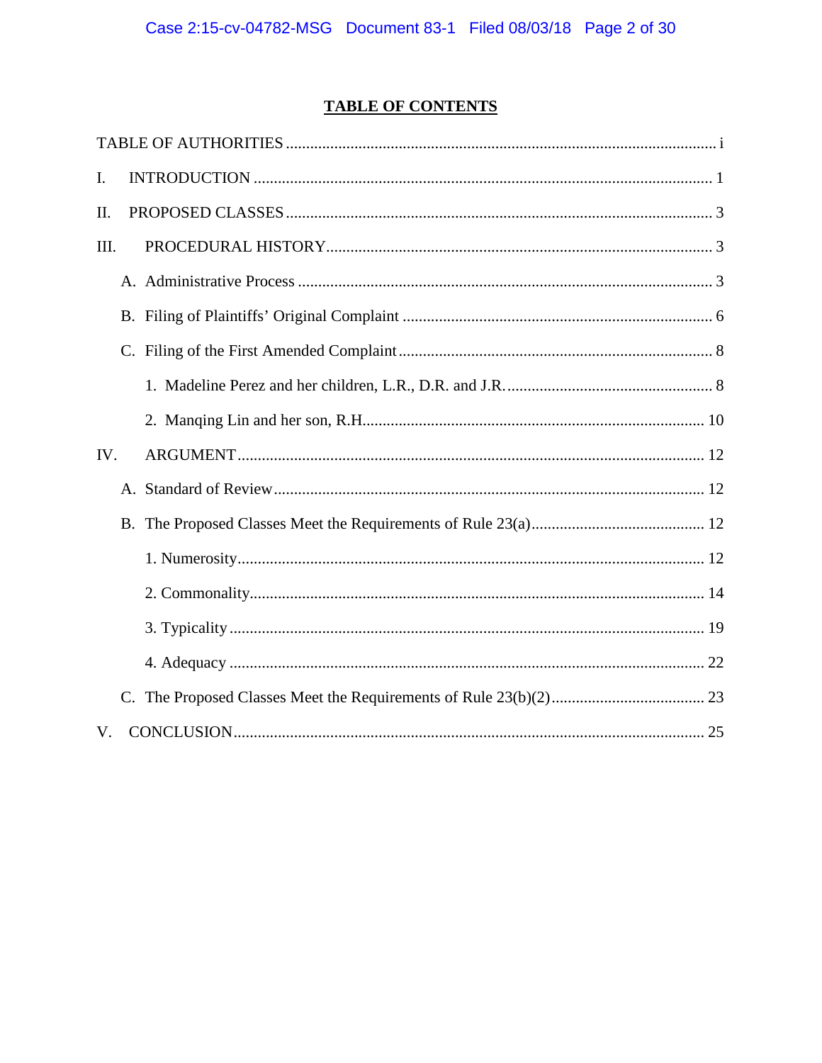# TABLE OF CONTENTS

TABLE OF AUTHORITIES ..... i

I. INTRODUCTION ..... 1

II. PROPOSED CLASSES ..... 3

III. PROCEDURAL HISTORY ..... 3

- A. Administrative Process ..... 3
- B. Filing of Plaintiffs' Original Complaint ..... 6
- C. Filing of the First Amended Complaint ..... 8
  - 1. Madeline Perez and her children, L.R., D.R. and J.R. ..... 8
  - 2. Manqing Lin and her son, R.H. ..... 10

IV. ARGUMENT ..... 12

- A. Standard of Review ..... 12
- B. The Proposed Classes Meet the Requirements of Rule 23(a) ..... 12
  - 1. Numerosity ..... 12
  - 2. Commonality ..... 14
  - 3. Typicality ..... 19
  - 4. Adequacy ..... 22
- C. The Proposed Classes Meet the Requirements of Rule 23(b)(2) ..... 23

V. CONCLUSION ..... 25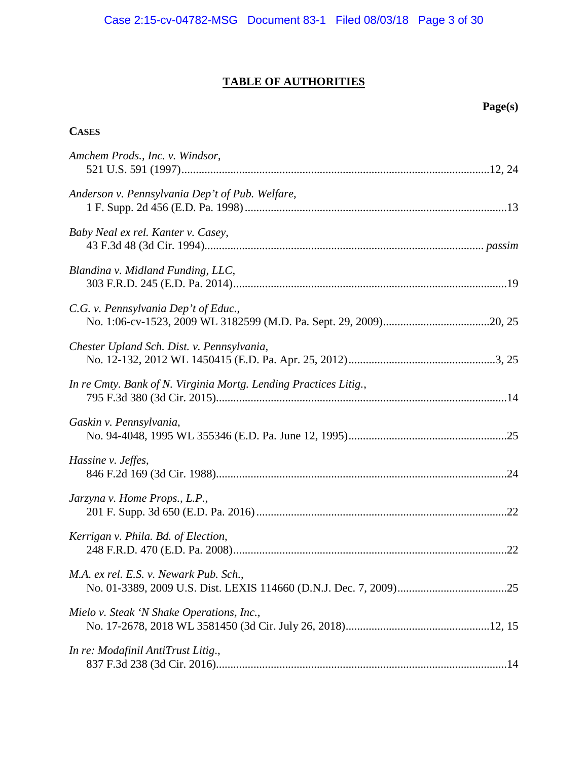# TABLE OF AUTHORITIES

**Page(s)**

**CASES**

*Amchem Prods., Inc. v. Windsor*,
521 U.S. 591 (1997)....12, 24

*Anderson v. Pennsylvania Dep't of Pub. Welfare*,
1 F. Supp. 2d 456 (E.D. Pa. 1998)....13

*Baby Neal ex rel. Kanter v. Casey*,
43 F.3d 48 (3d Cir. 1994).... *passim*

*Blandina v. Midland Funding, LLC*,
303 F.R.D. 245 (E.D. Pa. 2014)....19

*C.G. v. Pennsylvania Dep't of Educ.*,
No. 1:06-cv-1523, 2009 WL 3182599 (M.D. Pa. Sept. 29, 2009)....20, 25

*Chester Upland Sch. Dist. v. Pennsylvania*,
No. 12-132, 2012 WL 1450415 (E.D. Pa. Apr. 25, 2012)....3, 25

*In re Cmty. Bank of N. Virginia Mortg. Lending Practices Litig.*,
795 F.3d 380 (3d Cir. 2015)....14

*Gaskin v. Pennsylvania*,
No. 94-4048, 1995 WL 355346 (E.D. Pa. June 12, 1995)....25

*Hassine v. Jeffes*,
846 F.2d 169 (3d Cir. 1988)....24

*Jarzyna v. Home Props., L.P.*,
201 F. Supp. 3d 650 (E.D. Pa. 2016)....22

*Kerrigan v. Phila. Bd. of Election*,
248 F.R.D. 470 (E.D. Pa. 2008)....22

*M.A. ex rel. E.S. v. Newark Pub. Sch.*,
No. 01-3389, 2009 U.S. Dist. LEXIS 114660 (D.N.J. Dec. 7, 2009)....25

*Mielo v. Steak 'N Shake Operations, Inc.*,
No. 17-2678, 2018 WL 3581450 (3d Cir. July 26, 2018)....12, 15

*In re: Modafinil AntiTrust Litig.*,
837 F.3d 238 (3d Cir. 2016)....14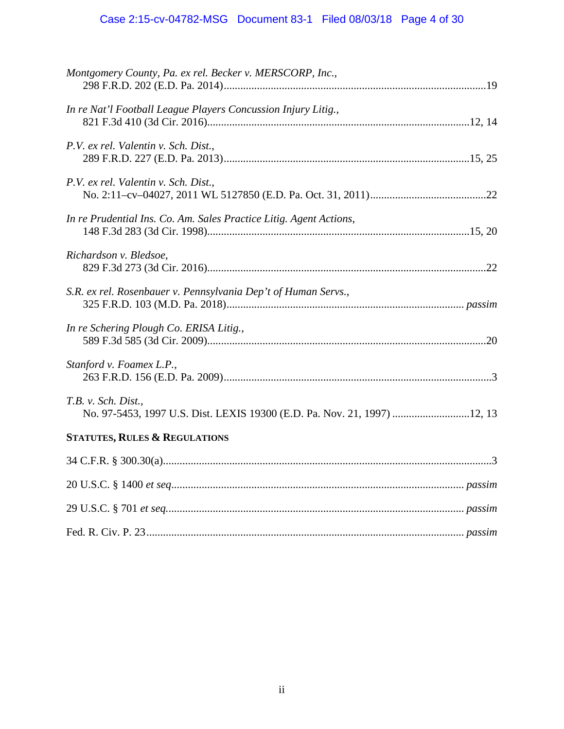*Montgomery County, Pa. ex rel. Becker v. MERSCORP, Inc.*,
298 F.R.D. 202 (E.D. Pa. 2014)....................................................................................................19

*In re Nat'l Football League Players Concussion Injury Litig.*,
821 F.3d 410 (3d Cir. 2016)....................................................................................................12, 14

*P.V. ex rel. Valentin v. Sch. Dist.*,
289 F.R.D. 227 (E.D. Pa. 2013)....................................................................................................15, 25

*P.V. ex rel. Valentin v. Sch. Dist.*,
No. 2:11–cv–04027, 2011 WL 5127850 (E.D. Pa. Oct. 31, 2011)..........................................22

*In re Prudential Ins. Co. Am. Sales Practice Litig. Agent Actions*,
148 F.3d 283 (3d Cir. 1998)....................................................................................................15, 20

*Richardson v. Bledsoe*,
829 F.3d 273 (3d Cir. 2016)....................................................................................................22

*S.R. ex rel. Rosenbauer v. Pennsylvania Dep't of Human Servs.*,
325 F.R.D. 103 (M.D. Pa. 2018).................................................................................... *passim*

*In re Schering Plough Co. ERISA Litig.*,
589 F.3d 585 (3d Cir. 2009)....................................................................................................20

*Stanford v. Foamex L.P.*,
263 F.R.D. 156 (E.D. Pa. 2009)....................................................................................................3

*T.B. v. Sch. Dist.*,
No. 97-5453, 1997 U.S. Dist. LEXIS 19300 (E.D. Pa. Nov. 21, 1997) ............................12, 13

**STATUTES, RULES & REGULATIONS**

34 C.F.R. § 300.30(a)....................................................................................................3

20 U.S.C. § 1400 *et seq*.................................................................................... *passim*

29 U.S.C. § 701 *et seq*.................................................................................... *passim*

Fed. R. Civ. P. 23.................................................................................... *passim*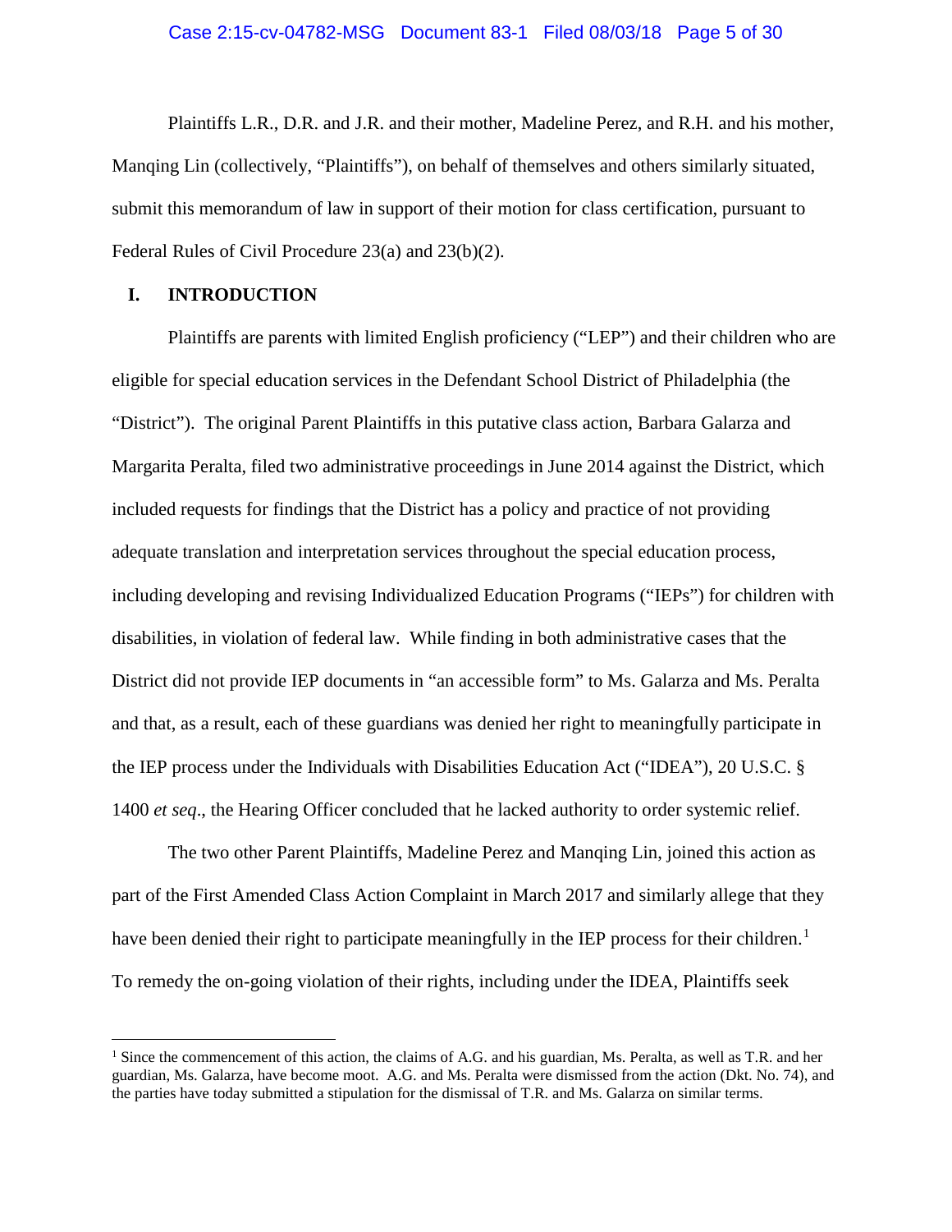Plaintiffs L.R., D.R. and J.R. and their mother, Madeline Perez, and R.H. and his mother, Manqing Lin (collectively, "Plaintiffs"), on behalf of themselves and others similarly situated, submit this memorandum of law in support of their motion for class certification, pursuant to Federal Rules of Civil Procedure 23(a) and 23(b)(2).

## I. INTRODUCTION

Plaintiffs are parents with limited English proficiency ("LEP") and their children who are eligible for special education services in the Defendant School District of Philadelphia (the "District"). The original Parent Plaintiffs in this putative class action, Barbara Galarza and Margarita Peralta, filed two administrative proceedings in June 2014 against the District, which included requests for findings that the District has a policy and practice of not providing adequate translation and interpretation services throughout the special education process, including developing and revising Individualized Education Programs ("IEPs") for children with disabilities, in violation of federal law. While finding in both administrative cases that the District did not provide IEP documents in "an accessible form" to Ms. Galarza and Ms. Peralta and that, as a result, each of these guardians was denied her right to meaningfully participate in the IEP process under the Individuals with Disabilities Education Act ("IDEA"), 20 U.S.C. § 1400 *et seq*., the Hearing Officer concluded that he lacked authority to order systemic relief.

The two other Parent Plaintiffs, Madeline Perez and Manqing Lin, joined this action as part of the First Amended Class Action Complaint in March 2017 and similarly allege that they have been denied their right to participate meaningfully in the IEP process for their children.[1] To remedy the on-going violation of their rights, including under the IDEA, Plaintiffs seek

[1] Since the commencement of this action, the claims of A.G. and his guardian, Ms. Peralta, as well as T.R. and her guardian, Ms. Galarza, have become moot. A.G. and Ms. Peralta were dismissed from the action (Dkt. No. 74), and the parties have today submitted a stipulation for the dismissal of T.R. and Ms. Galarza on similar terms.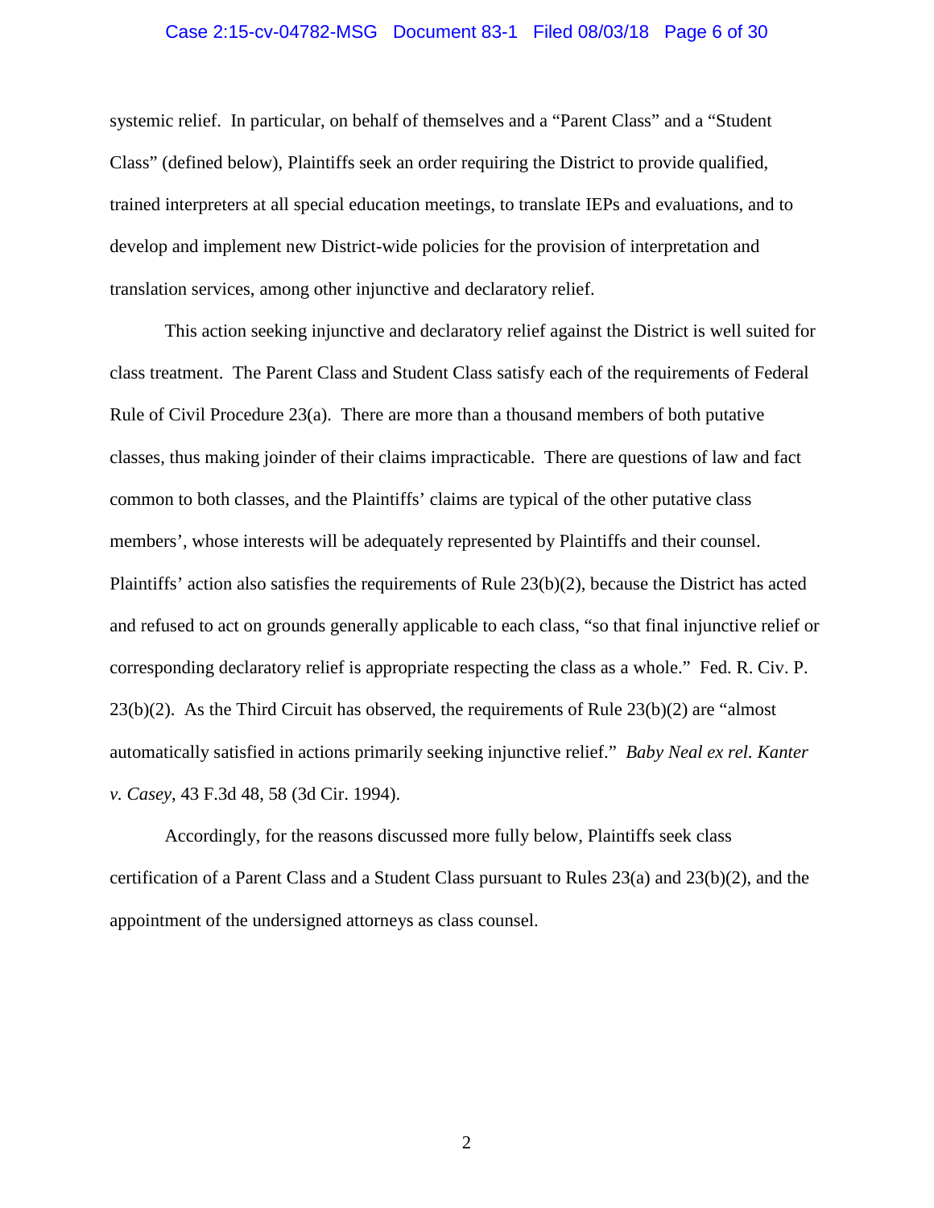systemic relief. In particular, on behalf of themselves and a "Parent Class" and a "Student Class" (defined below), Plaintiffs seek an order requiring the District to provide qualified, trained interpreters at all special education meetings, to translate IEPs and evaluations, and to develop and implement new District-wide policies for the provision of interpretation and translation services, among other injunctive and declaratory relief.

This action seeking injunctive and declaratory relief against the District is well suited for class treatment. The Parent Class and Student Class satisfy each of the requirements of Federal Rule of Civil Procedure 23(a). There are more than a thousand members of both putative classes, thus making joinder of their claims impracticable. There are questions of law and fact common to both classes, and the Plaintiffs' claims are typical of the other putative class members', whose interests will be adequately represented by Plaintiffs and their counsel. Plaintiffs' action also satisfies the requirements of Rule 23(b)(2), because the District has acted and refused to act on grounds generally applicable to each class, "so that final injunctive relief or corresponding declaratory relief is appropriate respecting the class as a whole." Fed. R. Civ. P. 23(b)(2). As the Third Circuit has observed, the requirements of Rule 23(b)(2) are "almost automatically satisfied in actions primarily seeking injunctive relief." *Baby Neal ex rel. Kanter v. Casey*, 43 F.3d 48, 58 (3d Cir. 1994).

Accordingly, for the reasons discussed more fully below, Plaintiffs seek class certification of a Parent Class and a Student Class pursuant to Rules 23(a) and 23(b)(2), and the appointment of the undersigned attorneys as class counsel.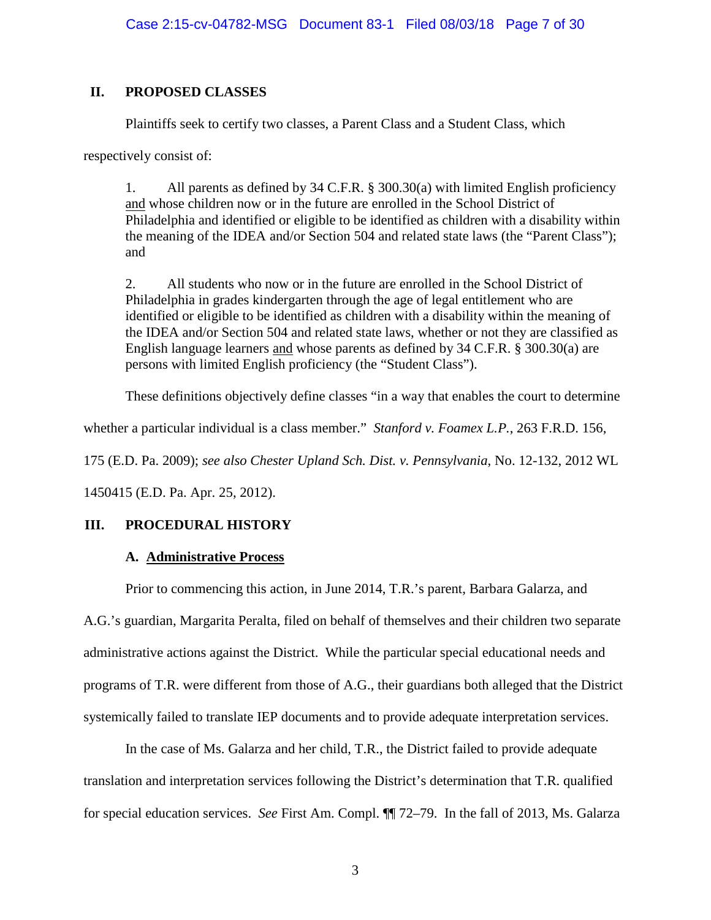## II. PROPOSED CLASSES

Plaintiffs seek to certify two classes, a Parent Class and a Student Class, which respectively consist of:

> 1. All parents as defined by 34 C.F.R. § 300.30(a) with limited English proficiency <u>and</u> whose children now or in the future are enrolled in the School District of Philadelphia and identified or eligible to be identified as children with a disability within the meaning of the IDEA and/or Section 504 and related state laws (the "Parent Class"); and
>
> 2. All students who now or in the future are enrolled in the School District of Philadelphia in grades kindergarten through the age of legal entitlement who are identified or eligible to be identified as children with a disability within the meaning of the IDEA and/or Section 504 and related state laws, whether or not they are classified as English language learners <u>and</u> whose parents as defined by 34 C.F.R. § 300.30(a) are persons with limited English proficiency (the "Student Class").

These definitions objectively define classes "in a way that enables the court to determine whether a particular individual is a class member." *Stanford v. Foamex L.P.*, 263 F.R.D. 156, 175 (E.D. Pa. 2009); *see also Chester Upland Sch. Dist. v. Pennsylvania*, No. 12-132, 2012 WL 1450415 (E.D. Pa. Apr. 25, 2012).

## III. PROCEDURAL HISTORY

### A. <u>Administrative Process</u>

Prior to commencing this action, in June 2014, T.R.'s parent, Barbara Galarza, and A.G.'s guardian, Margarita Peralta, filed on behalf of themselves and their children two separate administrative actions against the District. While the particular special educational needs and programs of T.R. were different from those of A.G., their guardians both alleged that the District systemically failed to translate IEP documents and to provide adequate interpretation services.

In the case of Ms. Galarza and her child, T.R., the District failed to provide adequate translation and interpretation services following the District's determination that T.R. qualified for special education services. *See* First Am. Compl. ¶¶ 72–79. In the fall of 2013, Ms. Galarza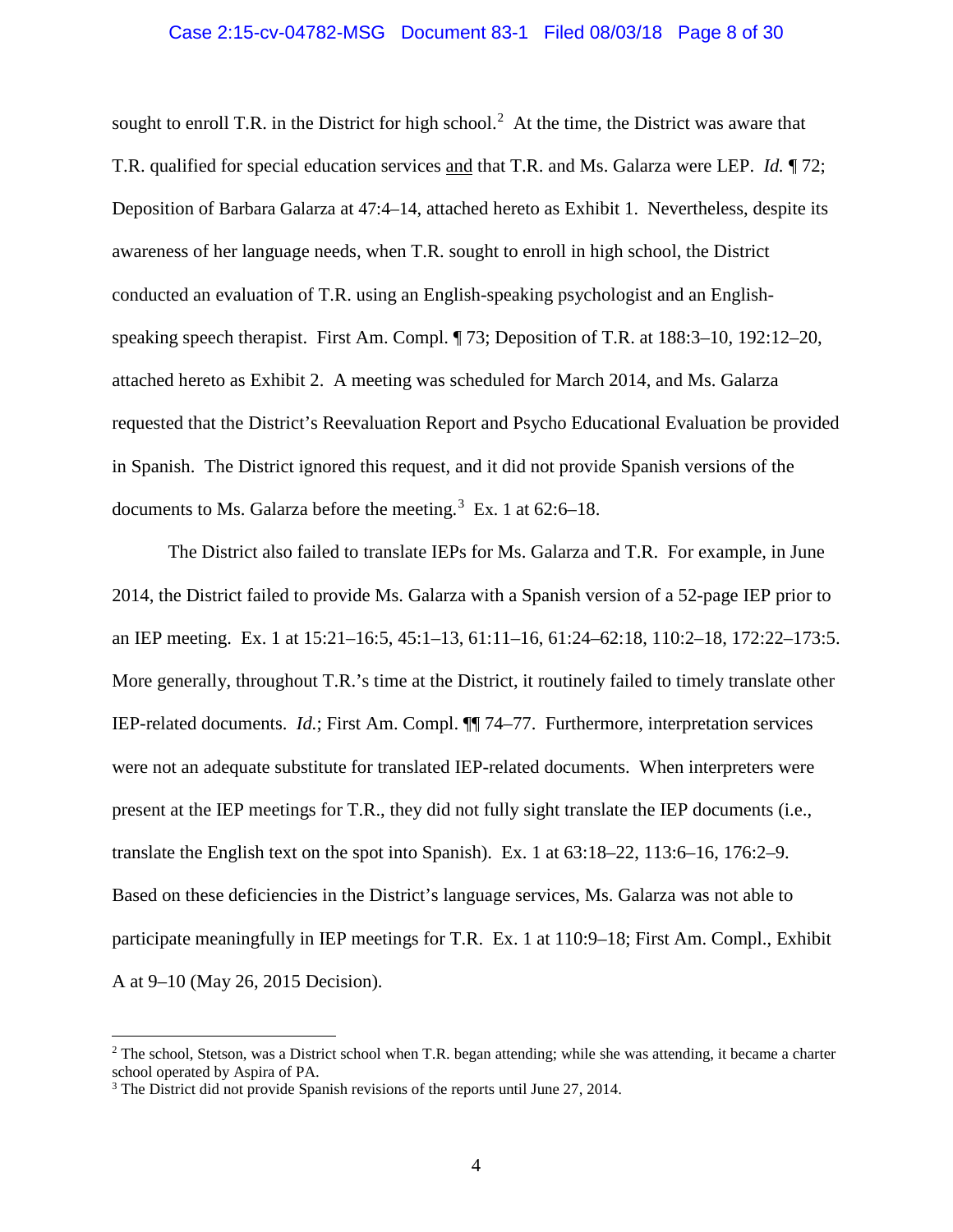sought to enroll T.R. in the District for high school.[2] At the time, the District was aware that T.R. qualified for special education services <u>and</u> that T.R. and Ms. Galarza were LEP. *Id.* ¶ 72; Deposition of Barbara Galarza at 47:4–14, attached hereto as Exhibit 1. Nevertheless, despite its awareness of her language needs, when T.R. sought to enroll in high school, the District conducted an evaluation of T.R. using an English-speaking psychologist and an English-speaking speech therapist. First Am. Compl. ¶ 73; Deposition of T.R. at 188:3–10, 192:12–20, attached hereto as Exhibit 2. A meeting was scheduled for March 2014, and Ms. Galarza requested that the District's Reevaluation Report and Psycho Educational Evaluation be provided in Spanish. The District ignored this request, and it did not provide Spanish versions of the documents to Ms. Galarza before the meeting.[3] Ex. 1 at 62:6–18.

The District also failed to translate IEPs for Ms. Galarza and T.R. For example, in June 2014, the District failed to provide Ms. Galarza with a Spanish version of a 52-page IEP prior to an IEP meeting. Ex. 1 at 15:21–16:5, 45:1–13, 61:11–16, 61:24–62:18, 110:2–18, 172:22–173:5. More generally, throughout T.R.'s time at the District, it routinely failed to timely translate other IEP-related documents. *Id.*; First Am. Compl. ¶¶ 74–77. Furthermore, interpretation services were not an adequate substitute for translated IEP-related documents. When interpreters were present at the IEP meetings for T.R., they did not fully sight translate the IEP documents (i.e., translate the English text on the spot into Spanish). Ex. 1 at 63:18–22, 113:6–16, 176:2–9. Based on these deficiencies in the District's language services, Ms. Galarza was not able to participate meaningfully in IEP meetings for T.R. Ex. 1 at 110:9–18; First Am. Compl., Exhibit A at 9–10 (May 26, 2015 Decision).

---

[2] The school, Stetson, was a District school when T.R. began attending; while she was attending, it became a charter school operated by Aspira of PA.

[3] The District did not provide Spanish revisions of the reports until June 27, 2014.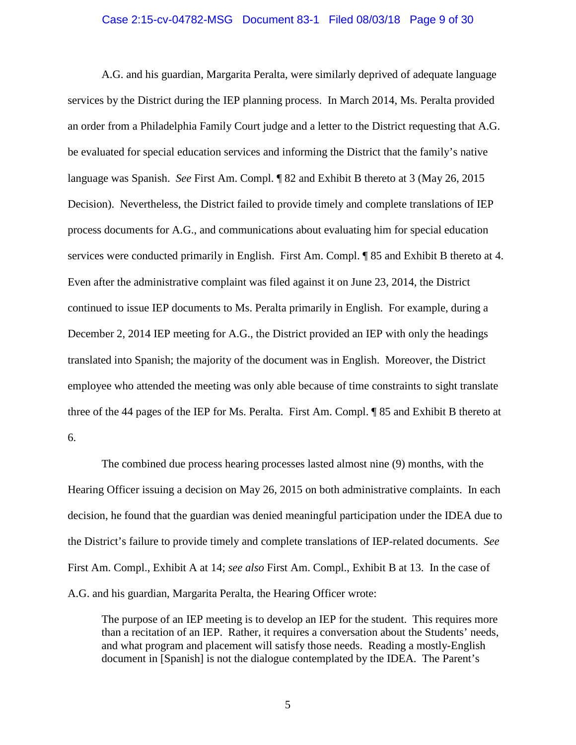A.G. and his guardian, Margarita Peralta, were similarly deprived of adequate language services by the District during the IEP planning process. In March 2014, Ms. Peralta provided an order from a Philadelphia Family Court judge and a letter to the District requesting that A.G. be evaluated for special education services and informing the District that the family's native language was Spanish. *See* First Am. Compl. ¶ 82 and Exhibit B thereto at 3 (May 26, 2015 Decision). Nevertheless, the District failed to provide timely and complete translations of IEP process documents for A.G., and communications about evaluating him for special education services were conducted primarily in English. First Am. Compl. ¶ 85 and Exhibit B thereto at 4. Even after the administrative complaint was filed against it on June 23, 2014, the District continued to issue IEP documents to Ms. Peralta primarily in English. For example, during a December 2, 2014 IEP meeting for A.G., the District provided an IEP with only the headings translated into Spanish; the majority of the document was in English. Moreover, the District employee who attended the meeting was only able because of time constraints to sight translate three of the 44 pages of the IEP for Ms. Peralta. First Am. Compl. ¶ 85 and Exhibit B thereto at 6.

The combined due process hearing processes lasted almost nine (9) months, with the Hearing Officer issuing a decision on May 26, 2015 on both administrative complaints. In each decision, he found that the guardian was denied meaningful participation under the IDEA due to the District's failure to provide timely and complete translations of IEP-related documents. *See* First Am. Compl., Exhibit A at 14; *see also* First Am. Compl., Exhibit B at 13. In the case of A.G. and his guardian, Margarita Peralta, the Hearing Officer wrote:

> The purpose of an IEP meeting is to develop an IEP for the student. This requires more than a recitation of an IEP. Rather, it requires a conversation about the Students' needs, and what program and placement will satisfy those needs. Reading a mostly-English document in [Spanish] is not the dialogue contemplated by the IDEA. The Parent's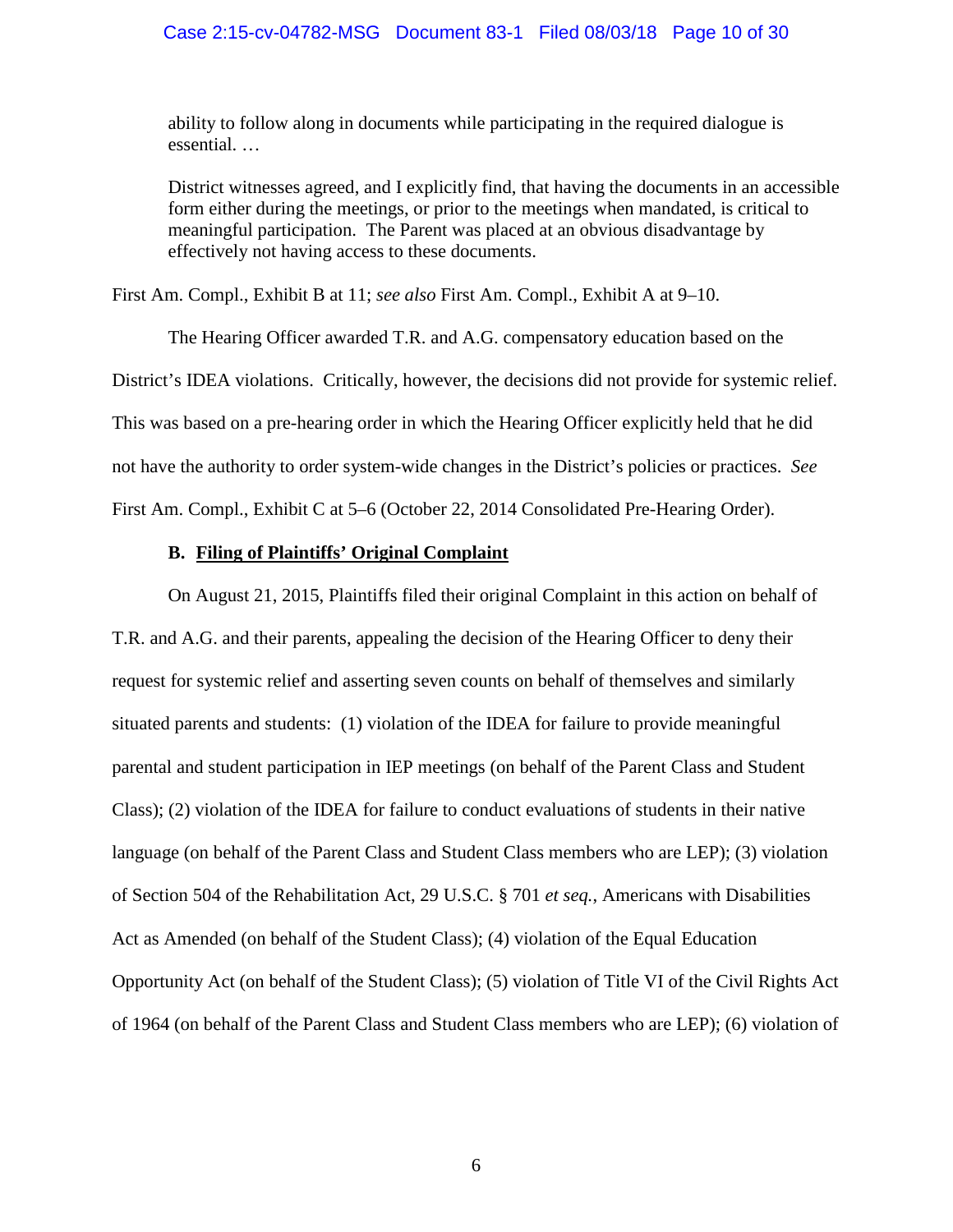> ability to follow along in documents while participating in the required dialogue is essential. …
>
> District witnesses agreed, and I explicitly find, that having the documents in an accessible form either during the meetings, or prior to the meetings when mandated, is critical to meaningful participation. The Parent was placed at an obvious disadvantage by effectively not having access to these documents.

First Am. Compl., Exhibit B at 11; *see also* First Am. Compl., Exhibit A at 9–10.

The Hearing Officer awarded T.R. and A.G. compensatory education based on the District's IDEA violations. Critically, however, the decisions did not provide for systemic relief. This was based on a pre-hearing order in which the Hearing Officer explicitly held that he did not have the authority to order system-wide changes in the District's policies or practices. *See* First Am. Compl., Exhibit C at 5–6 (October 22, 2014 Consolidated Pre-Hearing Order).

### B. <u>Filing of Plaintiffs' Original Complaint</u>

On August 21, 2015, Plaintiffs filed their original Complaint in this action on behalf of T.R. and A.G. and their parents, appealing the decision of the Hearing Officer to deny their request for systemic relief and asserting seven counts on behalf of themselves and similarly situated parents and students: (1) violation of the IDEA for failure to provide meaningful parental and student participation in IEP meetings (on behalf of the Parent Class and Student Class); (2) violation of the IDEA for failure to conduct evaluations of students in their native language (on behalf of the Parent Class and Student Class members who are LEP); (3) violation of Section 504 of the Rehabilitation Act, 29 U.S.C. § 701 *et seq.*, Americans with Disabilities Act as Amended (on behalf of the Student Class); (4) violation of the Equal Education Opportunity Act (on behalf of the Student Class); (5) violation of Title VI of the Civil Rights Act of 1964 (on behalf of the Parent Class and Student Class members who are LEP); (6) violation of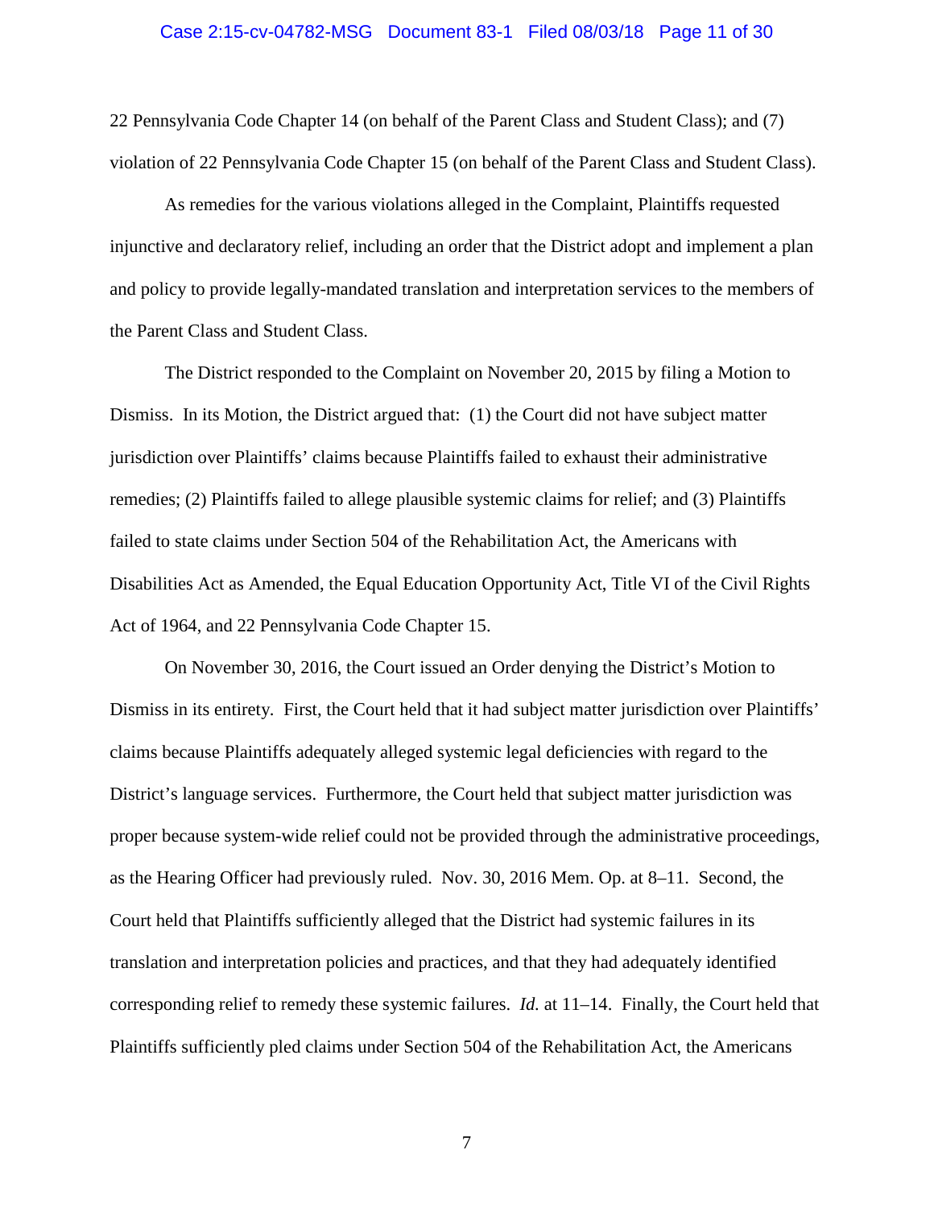22 Pennsylvania Code Chapter 14 (on behalf of the Parent Class and Student Class); and (7) violation of 22 Pennsylvania Code Chapter 15 (on behalf of the Parent Class and Student Class).

As remedies for the various violations alleged in the Complaint, Plaintiffs requested injunctive and declaratory relief, including an order that the District adopt and implement a plan and policy to provide legally-mandated translation and interpretation services to the members of the Parent Class and Student Class.

The District responded to the Complaint on November 20, 2015 by filing a Motion to Dismiss. In its Motion, the District argued that: (1) the Court did not have subject matter jurisdiction over Plaintiffs' claims because Plaintiffs failed to exhaust their administrative remedies; (2) Plaintiffs failed to allege plausible systemic claims for relief; and (3) Plaintiffs failed to state claims under Section 504 of the Rehabilitation Act, the Americans with Disabilities Act as Amended, the Equal Education Opportunity Act, Title VI of the Civil Rights Act of 1964, and 22 Pennsylvania Code Chapter 15.

On November 30, 2016, the Court issued an Order denying the District's Motion to Dismiss in its entirety. First, the Court held that it had subject matter jurisdiction over Plaintiffs' claims because Plaintiffs adequately alleged systemic legal deficiencies with regard to the District's language services. Furthermore, the Court held that subject matter jurisdiction was proper because system-wide relief could not be provided through the administrative proceedings, as the Hearing Officer had previously ruled. Nov. 30, 2016 Mem. Op. at 8–11. Second, the Court held that Plaintiffs sufficiently alleged that the District had systemic failures in its translation and interpretation policies and practices, and that they had adequately identified corresponding relief to remedy these systemic failures. *Id.* at 11–14. Finally, the Court held that Plaintiffs sufficiently pled claims under Section 504 of the Rehabilitation Act, the Americans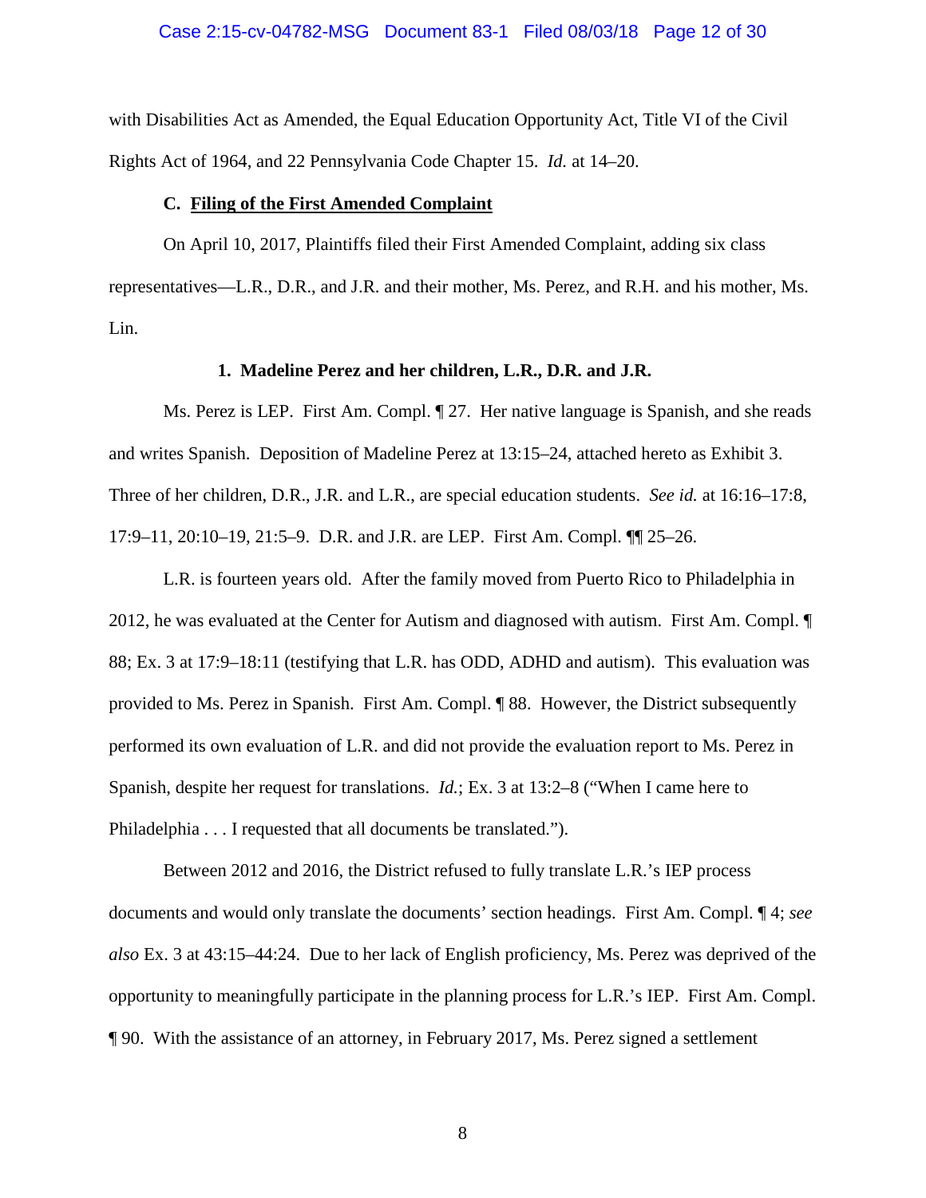with Disabilities Act as Amended, the Equal Education Opportunity Act, Title VI of the Civil Rights Act of 1964, and 22 Pennsylvania Code Chapter 15. *Id.* at 14–20.

### C. Filing of the First Amended Complaint

On April 10, 2017, Plaintiffs filed their First Amended Complaint, adding six class representatives—L.R., D.R., and J.R. and their mother, Ms. Perez, and R.H. and his mother, Ms. Lin.

#### 1. Madeline Perez and her children, L.R., D.R. and J.R.

Ms. Perez is LEP. First Am. Compl. ¶ 27. Her native language is Spanish, and she reads and writes Spanish. Deposition of Madeline Perez at 13:15–24, attached hereto as Exhibit 3. Three of her children, D.R., J.R. and L.R., are special education students. *See id.* at 16:16–17:8, 17:9–11, 20:10–19, 21:5–9. D.R. and J.R. are LEP. First Am. Compl. ¶¶ 25–26.

L.R. is fourteen years old. After the family moved from Puerto Rico to Philadelphia in 2012, he was evaluated at the Center for Autism and diagnosed with autism. First Am. Compl. ¶ 88; Ex. 3 at 17:9–18:11 (testifying that L.R. has ODD, ADHD and autism). This evaluation was provided to Ms. Perez in Spanish. First Am. Compl. ¶ 88. However, the District subsequently performed its own evaluation of L.R. and did not provide the evaluation report to Ms. Perez in Spanish, despite her request for translations. *Id.*; Ex. 3 at 13:2–8 ("When I came here to Philadelphia . . . I requested that all documents be translated.").

Between 2012 and 2016, the District refused to fully translate L.R.'s IEP process documents and would only translate the documents' section headings. First Am. Compl. ¶ 4; *see also* Ex. 3 at 43:15–44:24. Due to her lack of English proficiency, Ms. Perez was deprived of the opportunity to meaningfully participate in the planning process for L.R.'s IEP. First Am. Compl. ¶ 90. With the assistance of an attorney, in February 2017, Ms. Perez signed a settlement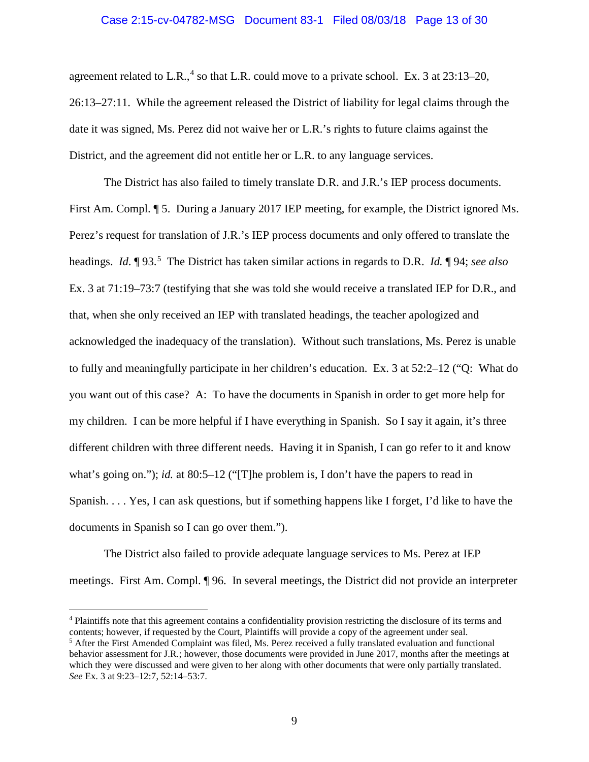agreement related to L.R.,[4] so that L.R. could move to a private school. Ex. 3 at 23:13–20, 26:13–27:11. While the agreement released the District of liability for legal claims through the date it was signed, Ms. Perez did not waive her or L.R.'s rights to future claims against the District, and the agreement did not entitle her or L.R. to any language services.

The District has also failed to timely translate D.R. and J.R.'s IEP process documents. First Am. Compl. ¶ 5. During a January 2017 IEP meeting, for example, the District ignored Ms. Perez's request for translation of J.R.'s IEP process documents and only offered to translate the headings. *Id.* ¶ 93.[5] The District has taken similar actions in regards to D.R. *Id.* ¶ 94; *see also* Ex. 3 at 71:19–73:7 (testifying that she was told she would receive a translated IEP for D.R., and that, when she only received an IEP with translated headings, the teacher apologized and acknowledged the inadequacy of the translation). Without such translations, Ms. Perez is unable to fully and meaningfully participate in her children's education. Ex. 3 at 52:2–12 ("Q: What do you want out of this case? A: To have the documents in Spanish in order to get more help for my children. I can be more helpful if I have everything in Spanish. So I say it again, it's three different children with three different needs. Having it in Spanish, I can go refer to it and know what's going on."); *id.* at 80:5–12 ("[T]he problem is, I don't have the papers to read in Spanish. . . . Yes, I can ask questions, but if something happens like I forget, I'd like to have the documents in Spanish so I can go over them.").

The District also failed to provide adequate language services to Ms. Perez at IEP meetings. First Am. Compl. ¶ 96. In several meetings, the District did not provide an interpreter

---

[4] Plaintiffs note that this agreement contains a confidentiality provision restricting the disclosure of its terms and contents; however, if requested by the Court, Plaintiffs will provide a copy of the agreement under seal.

[5] After the First Amended Complaint was filed, Ms. Perez received a fully translated evaluation and functional behavior assessment for J.R.; however, those documents were provided in June 2017, months after the meetings at which they were discussed and were given to her along with other documents that were only partially translated. *See* Ex. 3 at 9:23–12:7, 52:14–53:7.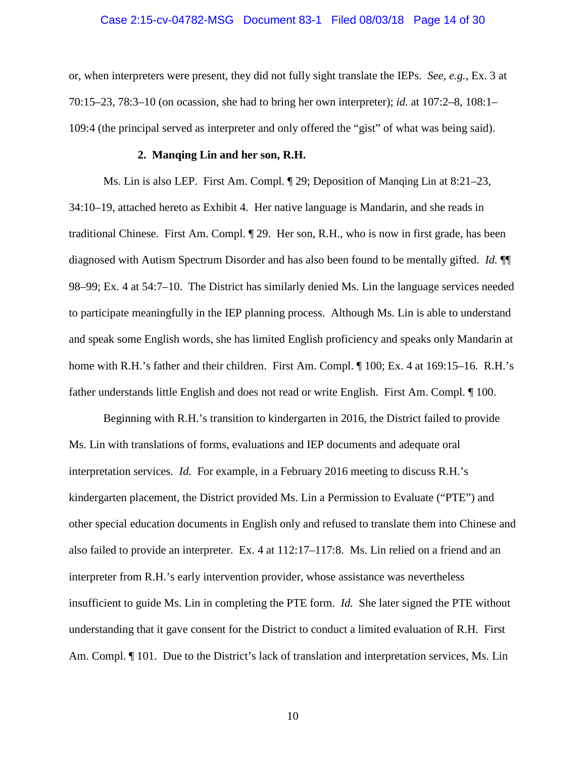or, when interpreters were present, they did not fully sight translate the IEPs. *See, e.g.*, Ex. 3 at 70:15–23, 78:3–10 (on ocassion, she had to bring her own interpreter); *id.* at 107:2–8, 108:1–109:4 (the principal served as interpreter and only offered the "gist" of what was being said).

**2. Manqing Lin and her son, R.H.**

Ms. Lin is also LEP. First Am. Compl. ¶ 29; Deposition of Manqing Lin at 8:21–23, 34:10–19, attached hereto as Exhibit 4. Her native language is Mandarin, and she reads in traditional Chinese. First Am. Compl. ¶ 29. Her son, R.H., who is now in first grade, has been diagnosed with Autism Spectrum Disorder and has also been found to be mentally gifted. *Id.* ¶¶ 98–99; Ex. 4 at 54:7–10. The District has similarly denied Ms. Lin the language services needed to participate meaningfully in the IEP planning process. Although Ms. Lin is able to understand and speak some English words, she has limited English proficiency and speaks only Mandarin at home with R.H.'s father and their children. First Am. Compl. ¶ 100; Ex. 4 at 169:15–16. R.H.'s father understands little English and does not read or write English. First Am. Compl. ¶ 100.

Beginning with R.H.'s transition to kindergarten in 2016, the District failed to provide Ms. Lin with translations of forms, evaluations and IEP documents and adequate oral interpretation services. *Id.* For example, in a February 2016 meeting to discuss R.H.'s kindergarten placement, the District provided Ms. Lin a Permission to Evaluate ("PTE") and other special education documents in English only and refused to translate them into Chinese and also failed to provide an interpreter. Ex. 4 at 112:17–117:8. Ms. Lin relied on a friend and an interpreter from R.H.'s early intervention provider, whose assistance was nevertheless insufficient to guide Ms. Lin in completing the PTE form. *Id.* She later signed the PTE without understanding that it gave consent for the District to conduct a limited evaluation of R.H. First Am. Compl. ¶ 101. Due to the District's lack of translation and interpretation services, Ms. Lin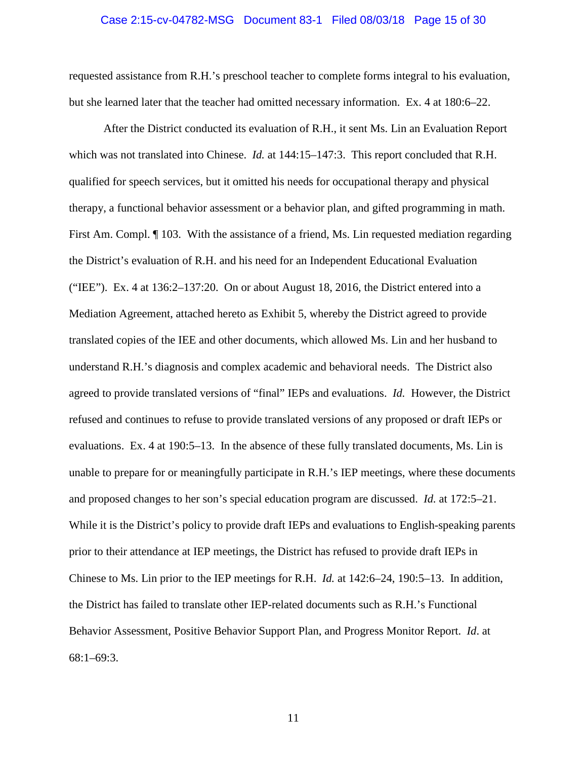requested assistance from R.H.'s preschool teacher to complete forms integral to his evaluation, but she learned later that the teacher had omitted necessary information. Ex. 4 at 180:6–22.

After the District conducted its evaluation of R.H., it sent Ms. Lin an Evaluation Report which was not translated into Chinese. *Id.* at 144:15–147:3. This report concluded that R.H. qualified for speech services, but it omitted his needs for occupational therapy and physical therapy, a functional behavior assessment or a behavior plan, and gifted programming in math. First Am. Compl. ¶ 103. With the assistance of a friend, Ms. Lin requested mediation regarding the District's evaluation of R.H. and his need for an Independent Educational Evaluation ("IEE"). Ex. 4 at 136:2–137:20. On or about August 18, 2016, the District entered into a Mediation Agreement, attached hereto as Exhibit 5, whereby the District agreed to provide translated copies of the IEE and other documents, which allowed Ms. Lin and her husband to understand R.H.'s diagnosis and complex academic and behavioral needs. The District also agreed to provide translated versions of "final" IEPs and evaluations. *Id.* However, the District refused and continues to refuse to provide translated versions of any proposed or draft IEPs or evaluations. Ex. 4 at 190:5–13. In the absence of these fully translated documents, Ms. Lin is unable to prepare for or meaningfully participate in R.H.'s IEP meetings, where these documents and proposed changes to her son's special education program are discussed. *Id.* at 172:5–21. While it is the District's policy to provide draft IEPs and evaluations to English-speaking parents prior to their attendance at IEP meetings, the District has refused to provide draft IEPs in Chinese to Ms. Lin prior to the IEP meetings for R.H. *Id.* at 142:6–24, 190:5–13. In addition, the District has failed to translate other IEP-related documents such as R.H.'s Functional Behavior Assessment, Positive Behavior Support Plan, and Progress Monitor Report. *Id*. at 68:1–69:3.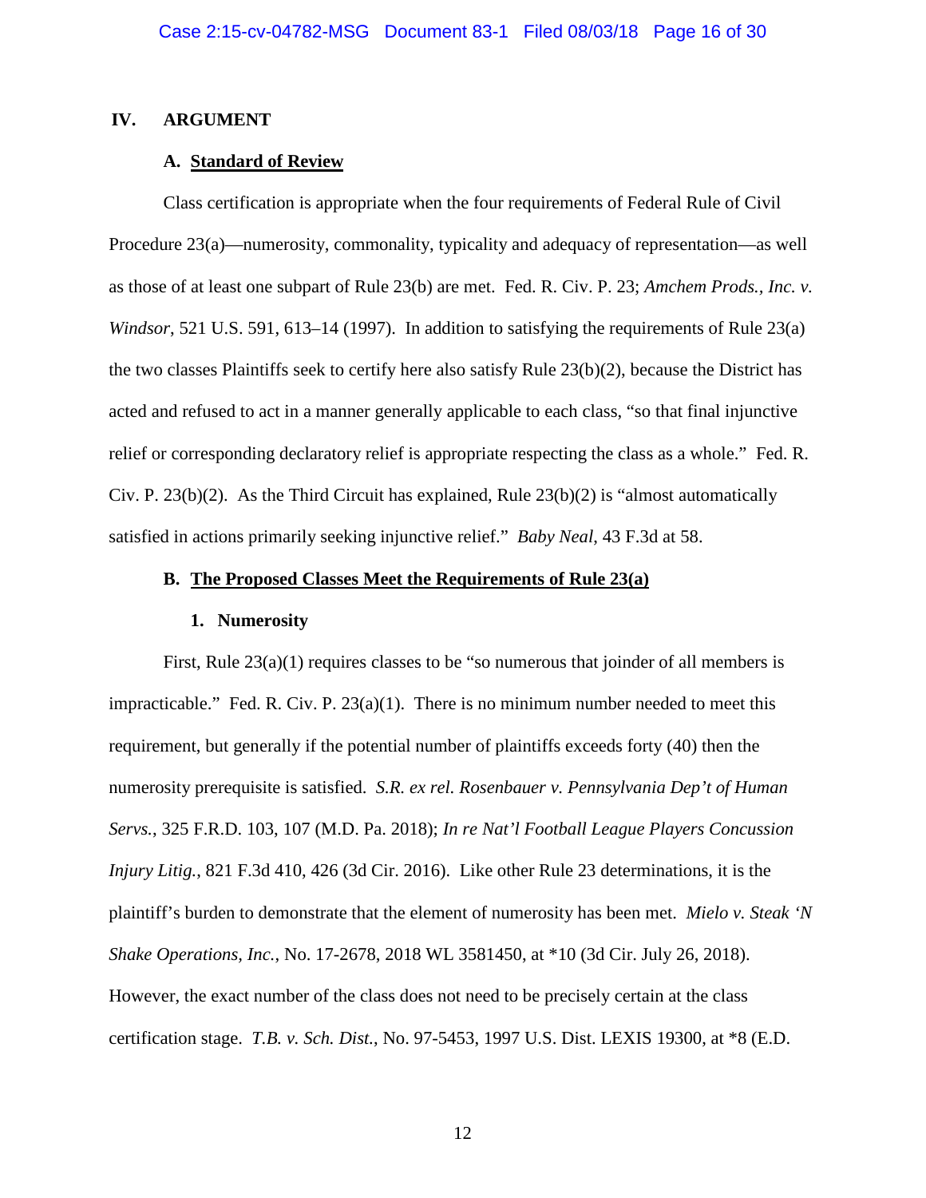## IV. ARGUMENT

### A. Standard of Review

Class certification is appropriate when the four requirements of Federal Rule of Civil Procedure 23(a)—numerosity, commonality, typicality and adequacy of representation—as well as those of at least one subpart of Rule 23(b) are met. Fed. R. Civ. P. 23; *Amchem Prods., Inc. v. Windsor*, 521 U.S. 591, 613–14 (1997). In addition to satisfying the requirements of Rule 23(a) the two classes Plaintiffs seek to certify here also satisfy Rule 23(b)(2), because the District has acted and refused to act in a manner generally applicable to each class, "so that final injunctive relief or corresponding declaratory relief is appropriate respecting the class as a whole." Fed. R. Civ. P. 23(b)(2). As the Third Circuit has explained, Rule 23(b)(2) is "almost automatically satisfied in actions primarily seeking injunctive relief." *Baby Neal*, 43 F.3d at 58.

### B. The Proposed Classes Meet the Requirements of Rule 23(a)

#### 1. Numerosity

First, Rule 23(a)(1) requires classes to be "so numerous that joinder of all members is impracticable." Fed. R. Civ. P. 23(a)(1). There is no minimum number needed to meet this requirement, but generally if the potential number of plaintiffs exceeds forty (40) then the numerosity prerequisite is satisfied. *S.R. ex rel. Rosenbauer v. Pennsylvania Dep't of Human Servs.*, 325 F.R.D. 103, 107 (M.D. Pa. 2018); *In re Nat'l Football League Players Concussion Injury Litig.*, 821 F.3d 410, 426 (3d Cir. 2016). Like other Rule 23 determinations, it is the plaintiff's burden to demonstrate that the element of numerosity has been met. *Mielo v. Steak 'N Shake Operations, Inc.*, No. 17-2678, 2018 WL 3581450, at *10 (3d Cir. July 26, 2018). However, the exact number of the class does not need to be precisely certain at the class certification stage. *T.B. v. Sch. Dist.*, No. 97-5453, 1997 U.S. Dist. LEXIS 19300, at *8 (E.D.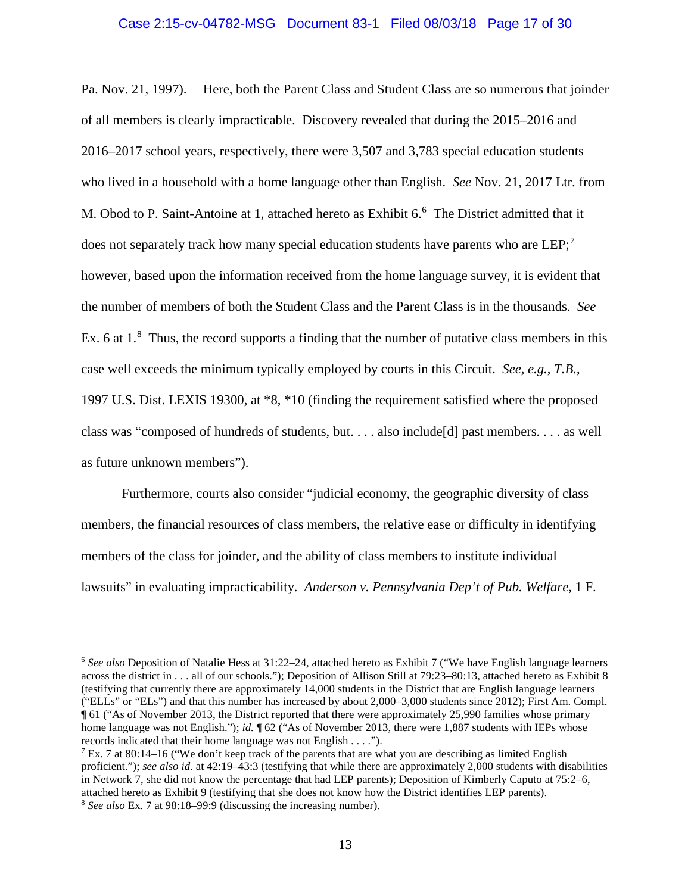Pa. Nov. 21, 1997). Here, both the Parent Class and Student Class are so numerous that joinder of all members is clearly impracticable. Discovery revealed that during the 2015–2016 and 2016–2017 school years, respectively, there were 3,507 and 3,783 special education students who lived in a household with a home language other than English. *See* Nov. 21, 2017 Ltr. from M. Obod to P. Saint-Antoine at 1, attached hereto as Exhibit 6.[6] The District admitted that it does not separately track how many special education students have parents who are LEP;[7] however, based upon the information received from the home language survey, it is evident that the number of members of both the Student Class and the Parent Class is in the thousands. *See* Ex. 6 at 1.[8] Thus, the record supports a finding that the number of putative class members in this case well exceeds the minimum typically employed by courts in this Circuit. *See, e.g.*, *T.B.*, 1997 U.S. Dist. LEXIS 19300, at *8, *10 (finding the requirement satisfied where the proposed class was "composed of hundreds of students, but. . . . also include[d] past members. . . . as well as future unknown members").

Furthermore, courts also consider "judicial economy, the geographic diversity of class members, the financial resources of class members, the relative ease or difficulty in identifying members of the class for joinder, and the ability of class members to institute individual lawsuits" in evaluating impracticability. *Anderson v. Pennsylvania Dep't of Pub. Welfare*, 1 F.

---

[6] *See also* Deposition of Natalie Hess at 31:22–24, attached hereto as Exhibit 7 ("We have English language learners across the district in . . . all of our schools."); Deposition of Allison Still at 79:23–80:13, attached hereto as Exhibit 8 (testifying that currently there are approximately 14,000 students in the District that are English language learners ("ELLs" or "ELs") and that this number has increased by about 2,000–3,000 students since 2012); First Am. Compl. ¶ 61 ("As of November 2013, the District reported that there were approximately 25,990 families whose primary home language was not English."); *id.* ¶ 62 ("As of November 2013, there were 1,887 students with IEPs whose records indicated that their home language was not English . . . .").

[7] Ex. 7 at 80:14–16 ("We don't keep track of the parents that are what you are describing as limited English proficient."); *see also id.* at 42:19–43:3 (testifying that while there are approximately 2,000 students with disabilities in Network 7, she did not know the percentage that had LEP parents); Deposition of Kimberly Caputo at 75:2–6, attached hereto as Exhibit 9 (testifying that she does not know how the District identifies LEP parents).

[8] *See also* Ex. 7 at 98:18–99:9 (discussing the increasing number).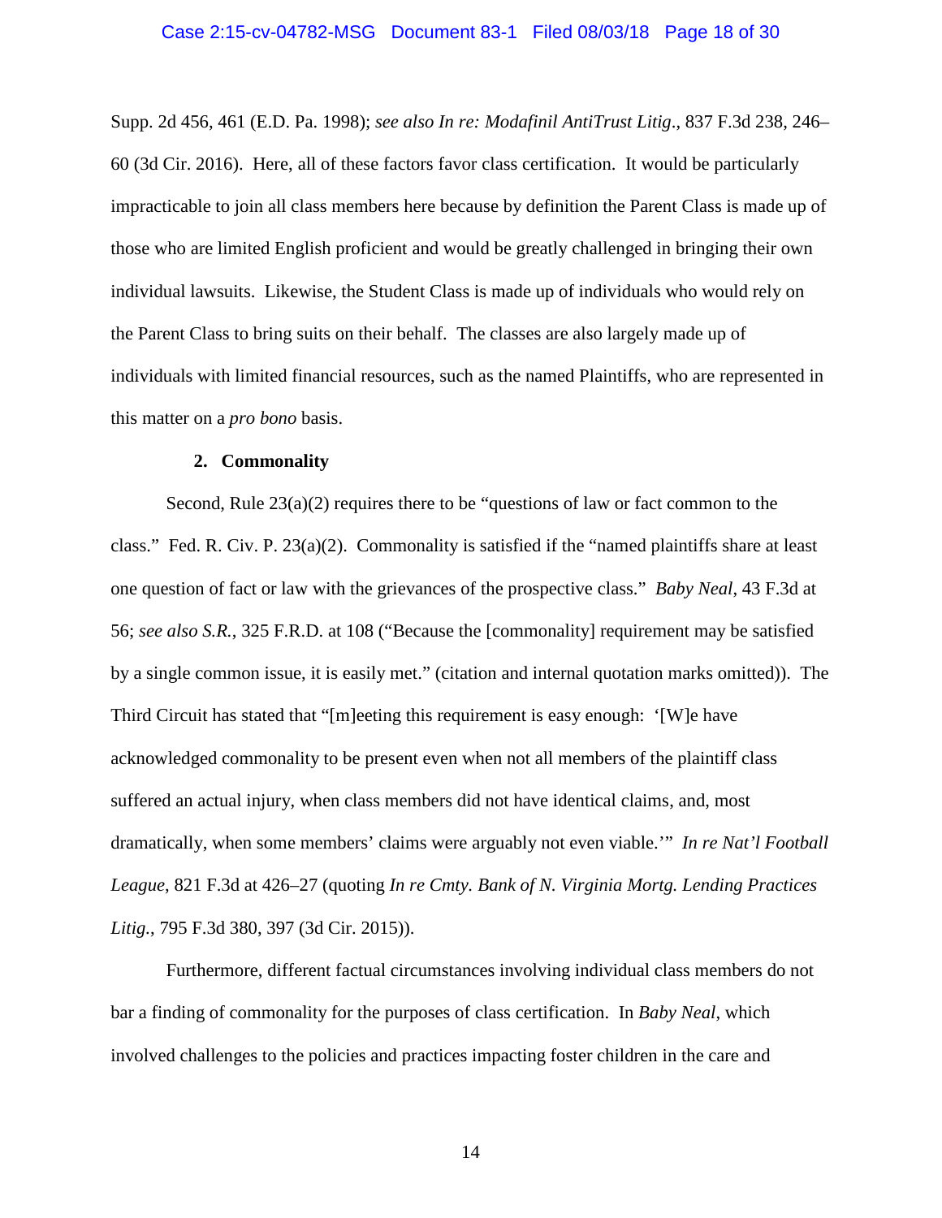Supp. 2d 456, 461 (E.D. Pa. 1998); *see also In re: Modafinil AntiTrust Litig*., 837 F.3d 238, 246–60 (3d Cir. 2016). Here, all of these factors favor class certification. It would be particularly impracticable to join all class members here because by definition the Parent Class is made up of those who are limited English proficient and would be greatly challenged in bringing their own individual lawsuits. Likewise, the Student Class is made up of individuals who would rely on the Parent Class to bring suits on their behalf. The classes are also largely made up of individuals with limited financial resources, such as the named Plaintiffs, who are represented in this matter on a *pro bono* basis.

### 2. Commonality

Second, Rule 23(a)(2) requires there to be "questions of law or fact common to the class." Fed. R. Civ. P. 23(a)(2). Commonality is satisfied if the "named plaintiffs share at least one question of fact or law with the grievances of the prospective class." *Baby Neal*, 43 F.3d at 56; *see also S.R.*, 325 F.R.D. at 108 ("Because the [commonality] requirement may be satisfied by a single common issue, it is easily met." (citation and internal quotation marks omitted)). The Third Circuit has stated that "[m]eeting this requirement is easy enough: '[W]e have acknowledged commonality to be present even when not all members of the plaintiff class suffered an actual injury, when class members did not have identical claims, and, most dramatically, when some members' claims were arguably not even viable.'" *In re Nat'l Football League*, 821 F.3d at 426–27 (quoting *In re Cmty. Bank of N. Virginia Mortg. Lending Practices Litig.*, 795 F.3d 380, 397 (3d Cir. 2015)).

Furthermore, different factual circumstances involving individual class members do not bar a finding of commonality for the purposes of class certification. In *Baby Neal*, which involved challenges to the policies and practices impacting foster children in the care and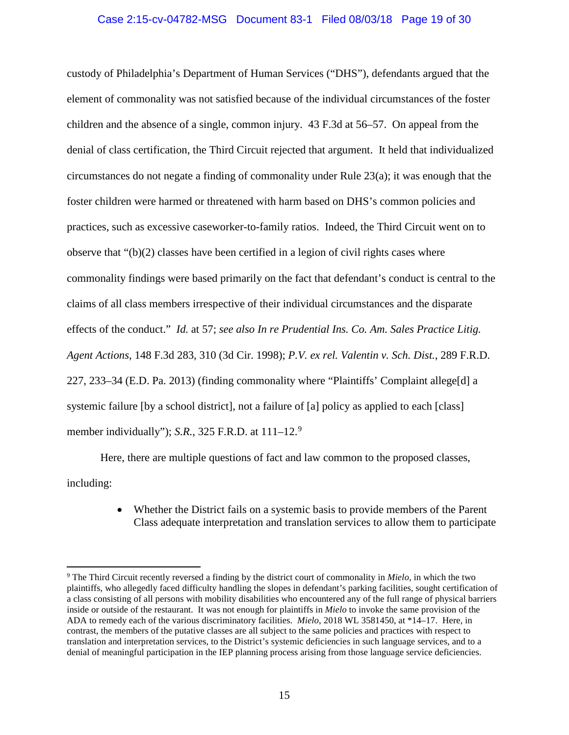custody of Philadelphia's Department of Human Services ("DHS"), defendants argued that the element of commonality was not satisfied because of the individual circumstances of the foster children and the absence of a single, common injury. 43 F.3d at 56–57. On appeal from the denial of class certification, the Third Circuit rejected that argument. It held that individualized circumstances do not negate a finding of commonality under Rule 23(a); it was enough that the foster children were harmed or threatened with harm based on DHS's common policies and practices, such as excessive caseworker-to-family ratios. Indeed, the Third Circuit went on to observe that "(b)(2) classes have been certified in a legion of civil rights cases where commonality findings were based primarily on the fact that defendant's conduct is central to the claims of all class members irrespective of their individual circumstances and the disparate effects of the conduct." *Id.* at 57; *see also In re Prudential Ins. Co. Am. Sales Practice Litig. Agent Actions*, 148 F.3d 283, 310 (3d Cir. 1998); *P.V. ex rel. Valentin v. Sch. Dist.*, 289 F.R.D. 227, 233–34 (E.D. Pa. 2013) (finding commonality where "Plaintiffs' Complaint allege[d] a systemic failure [by a school district], not a failure of [a] policy as applied to each [class] member individually"); *S.R.*, 325 F.R.D. at 111–12.[9]

Here, there are multiple questions of fact and law common to the proposed classes, including:

- Whether the District fails on a systemic basis to provide members of the Parent Class adequate interpretation and translation services to allow them to participate

---

[9] The Third Circuit recently reversed a finding by the district court of commonality in *Mielo*, in which the two plaintiffs, who allegedly faced difficulty handling the slopes in defendant's parking facilities, sought certification of a class consisting of all persons with mobility disabilities who encountered any of the full range of physical barriers inside or outside of the restaurant. It was not enough for plaintiffs in *Mielo* to invoke the same provision of the ADA to remedy each of the various discriminatory facilities. *Mielo*, 2018 WL 3581450, at *14–17. Here, in contrast, the members of the putative classes are all subject to the same policies and practices with respect to translation and interpretation services, to the District's systemic deficiencies in such language services, and to a denial of meaningful participation in the IEP planning process arising from those language service deficiencies.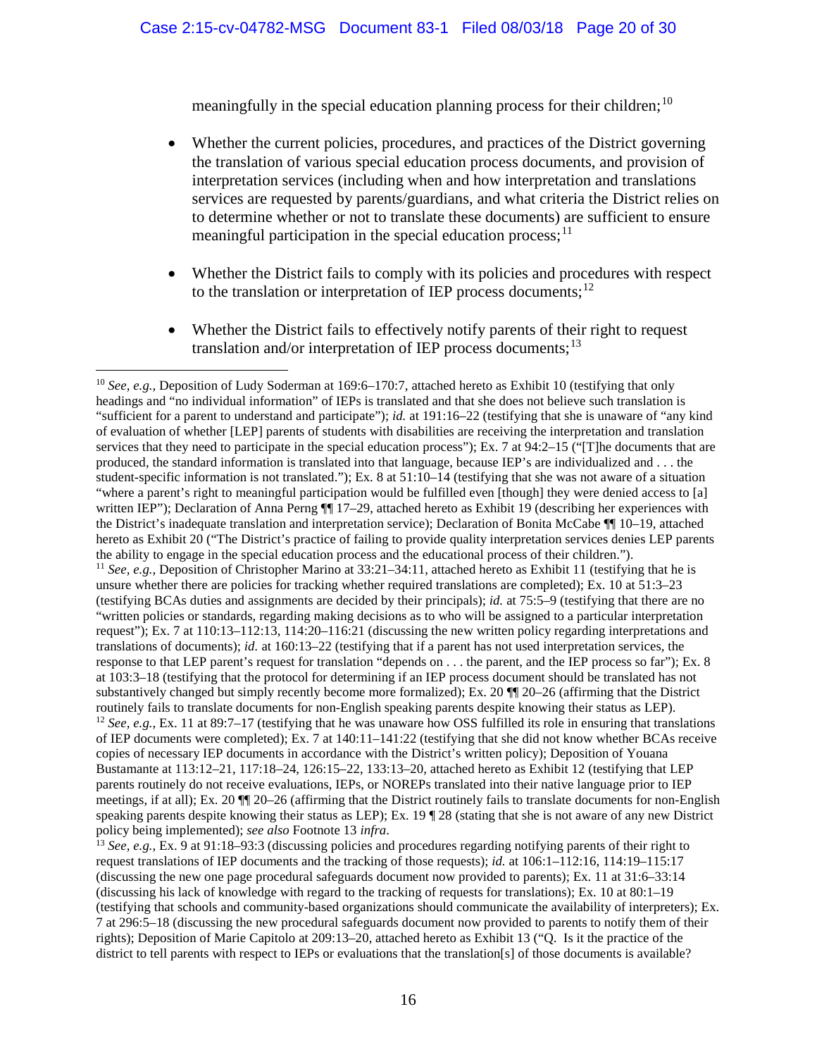meaningfully in the special education planning process for their children;[10]

- Whether the current policies, procedures, and practices of the District governing the translation of various special education process documents, and provision of interpretation services (including when and how interpretation and translations services are requested by parents/guardians, and what criteria the District relies on to determine whether or not to translate these documents) are sufficient to ensure meaningful participation in the special education process;[11]

- Whether the District fails to comply with its policies and procedures with respect to the translation or interpretation of IEP process documents;[12]

- Whether the District fails to effectively notify parents of their right to request translation and/or interpretation of IEP process documents;[13]

---

[10] *See, e.g.*, Deposition of Ludy Soderman at 169:6–170:7, attached hereto as Exhibit 10 (testifying that only headings and "no individual information" of IEPs is translated and that she does not believe such translation is "sufficient for a parent to understand and participate"); *id.* at 191:16–22 (testifying that she is unaware of "any kind of evaluation of whether [LEP] parents of students with disabilities are receiving the interpretation and translation services that they need to participate in the special education process"); Ex. 7 at 94:2–15 ("[T]he documents that are produced, the standard information is translated into that language, because IEP's are individualized and . . . the student-specific information is not translated."); Ex. 8 at 51:10–14 (testifying that she was not aware of a situation "where a parent's right to meaningful participation would be fulfilled even [though] they were denied access to [a] written IEP"); Declaration of Anna Perng ¶¶ 17–29, attached hereto as Exhibit 19 (describing her experiences with the District's inadequate translation and interpretation service); Declaration of Bonita McCabe ¶¶ 10–19, attached hereto as Exhibit 20 ("The District's practice of failing to provide quality interpretation services denies LEP parents the ability to engage in the special education process and the educational process of their children.").

[11] *See, e.g.*, Deposition of Christopher Marino at 33:21–34:11, attached hereto as Exhibit 11 (testifying that he is unsure whether there are policies for tracking whether required translations are completed); Ex. 10 at 51:3–23 (testifying BCAs duties and assignments are decided by their principals); *id.* at 75:5–9 (testifying that there are no "written policies or standards, regarding making decisions as to who will be assigned to a particular interpretation request"); Ex. 7 at 110:13–112:13, 114:20–116:21 (discussing the new written policy regarding interpretations and translations of documents); *id.* at 160:13–22 (testifying that if a parent has not used interpretation services, the response to that LEP parent's request for translation "depends on . . . the parent, and the IEP process so far"); Ex. 8 at 103:3–18 (testifying that the protocol for determining if an IEP process document should be translated has not substantively changed but simply recently become more formalized); Ex. 20 ¶¶ 20–26 (affirming that the District routinely fails to translate documents for non-English speaking parents despite knowing their status as LEP).

[12] *See, e.g.*, Ex. 11 at 89:7–17 (testifying that he was unaware how OSS fulfilled its role in ensuring that translations of IEP documents were completed); Ex. 7 at 140:11–141:22 (testifying that she did not know whether BCAs receive copies of necessary IEP documents in accordance with the District's written policy); Deposition of Youana Bustamante at 113:12–21, 117:18–24, 126:15–22, 133:13–20, attached hereto as Exhibit 12 (testifying that LEP parents routinely do not receive evaluations, IEPs, or NOREPs translated into their native language prior to IEP meetings, if at all); Ex. 20 ¶¶ 20–26 (affirming that the District routinely fails to translate documents for non-English speaking parents despite knowing their status as LEP); Ex. 19 ¶ 28 (stating that she is not aware of any new District policy being implemented); *see also* Footnote 13 *infra*.

[13] *See, e.g.*, Ex. 9 at 91:18–93:3 (discussing policies and procedures regarding notifying parents of their right to request translations of IEP documents and the tracking of those requests); *id.* at 106:1–112:16, 114:19–115:17 (discussing the new one page procedural safeguards document now provided to parents); Ex. 11 at 31:6–33:14 (discussing his lack of knowledge with regard to the tracking of requests for translations); Ex. 10 at 80:1–19 (testifying that schools and community-based organizations should communicate the availability of interpreters); Ex. 7 at 296:5–18 (discussing the new procedural safeguards document now provided to parents to notify them of their rights); Deposition of Marie Capitolo at 209:13–20, attached hereto as Exhibit 13 ("Q. Is it the practice of the district to tell parents with respect to IEPs or evaluations that the translation[s] of those documents is available?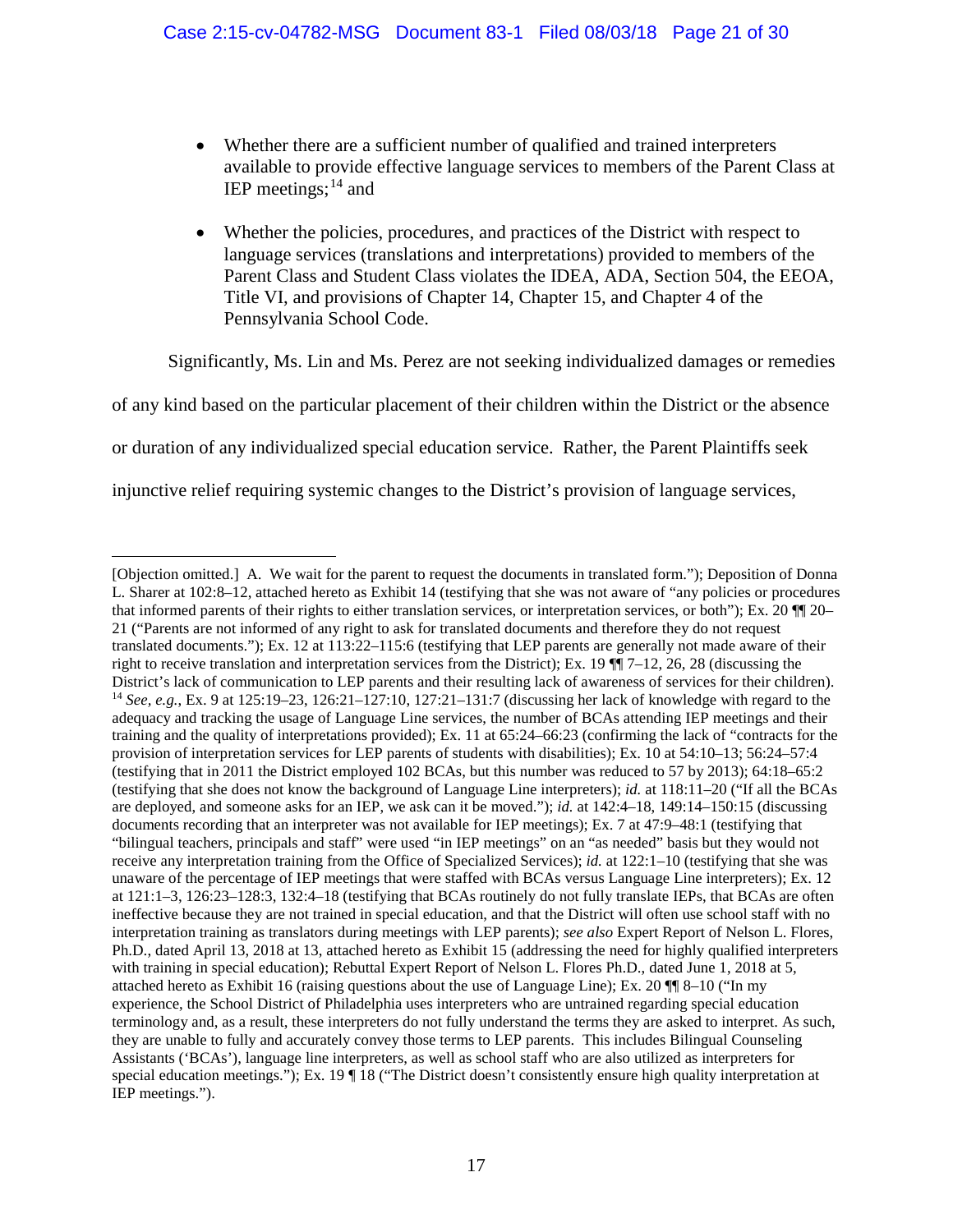- Whether there are a sufficient number of qualified and trained interpreters available to provide effective language services to members of the Parent Class at IEP meetings;[14] and

- Whether the policies, procedures, and practices of the District with respect to language services (translations and interpretations) provided to members of the Parent Class and Student Class violates the IDEA, ADA, Section 504, the EEOA, Title VI, and provisions of Chapter 14, Chapter 15, and Chapter 4 of the Pennsylvania School Code.

Significantly, Ms. Lin and Ms. Perez are not seeking individualized damages or remedies of any kind based on the particular placement of their children within the District or the absence or duration of any individualized special education service. Rather, the Parent Plaintiffs seek injunctive relief requiring systemic changes to the District's provision of language services,

---

[Objection omitted.] A. We wait for the parent to request the documents in translated form."); Deposition of Donna L. Sharer at 102:8–12, attached hereto as Exhibit 14 (testifying that she was not aware of "any policies or procedures that informed parents of their rights to either translation services, or interpretation services, or both"); Ex. 20 ¶¶ 20–21 ("Parents are not informed of any right to ask for translated documents and therefore they do not request translated documents."); Ex. 12 at 113:22–115:6 (testifying that LEP parents are generally not made aware of their right to receive translation and interpretation services from the District); Ex. 19 ¶¶ 7–12, 26, 28 (discussing the District's lack of communication to LEP parents and their resulting lack of awareness of services for their children).

[14] *See, e.g.*, Ex. 9 at 125:19–23, 126:21–127:10, 127:21–131:7 (discussing her lack of knowledge with regard to the adequacy and tracking the usage of Language Line services, the number of BCAs attending IEP meetings and their training and the quality of interpretations provided); Ex. 11 at 65:24–66:23 (confirming the lack of "contracts for the provision of interpretation services for LEP parents of students with disabilities); Ex. 10 at 54:10–13; 56:24–57:4 (testifying that in 2011 the District employed 102 BCAs, but this number was reduced to 57 by 2013); 64:18–65:2 (testifying that she does not know the background of Language Line interpreters); *id.* at 118:11–20 ("If all the BCAs are deployed, and someone asks for an IEP, we ask can it be moved."); *id.* at 142:4–18, 149:14–150:15 (discussing documents recording that an interpreter was not available for IEP meetings); Ex. 7 at 47:9–48:1 (testifying that "bilingual teachers, principals and staff" were used "in IEP meetings" on an "as needed" basis but they would not receive any interpretation training from the Office of Specialized Services); *id.* at 122:1–10 (testifying that she was unaware of the percentage of IEP meetings that were staffed with BCAs versus Language Line interpreters); Ex. 12 at 121:1–3, 126:23–128:3, 132:4–18 (testifying that BCAs routinely do not fully translate IEPs, that BCAs are often ineffective because they are not trained in special education, and that the District will often use school staff with no interpretation training as translators during meetings with LEP parents); *see also* Expert Report of Nelson L. Flores, Ph.D., dated April 13, 2018 at 13, attached hereto as Exhibit 15 (addressing the need for highly qualified interpreters with training in special education); Rebuttal Expert Report of Nelson L. Flores Ph.D., dated June 1, 2018 at 5, attached hereto as Exhibit 16 (raising questions about the use of Language Line); Ex. 20 ¶¶ 8–10 ("In my experience, the School District of Philadelphia uses interpreters who are untrained regarding special education terminology and, as a result, these interpreters do not fully understand the terms they are asked to interpret. As such, they are unable to fully and accurately convey those terms to LEP parents. This includes Bilingual Counseling Assistants ('BCAs'), language line interpreters, as well as school staff who are also utilized as interpreters for special education meetings."); Ex. 19 ¶ 18 ("The District doesn't consistently ensure high quality interpretation at IEP meetings.").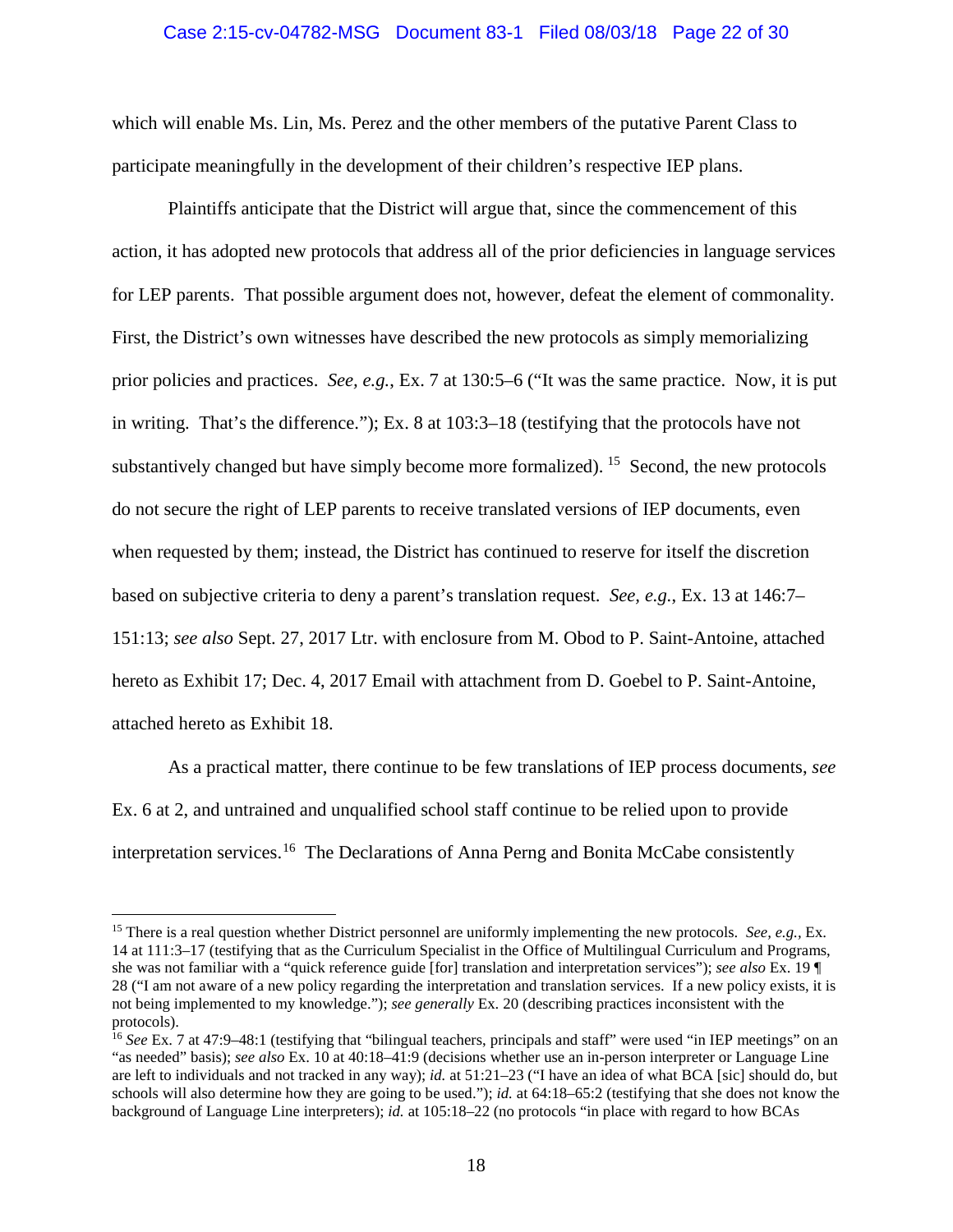which will enable Ms. Lin, Ms. Perez and the other members of the putative Parent Class to participate meaningfully in the development of their children's respective IEP plans.

Plaintiffs anticipate that the District will argue that, since the commencement of this action, it has adopted new protocols that address all of the prior deficiencies in language services for LEP parents. That possible argument does not, however, defeat the element of commonality. First, the District's own witnesses have described the new protocols as simply memorializing prior policies and practices. *See, e.g.*, Ex. 7 at 130:5–6 ("It was the same practice. Now, it is put in writing. That's the difference."); Ex. 8 at 103:3–18 (testifying that the protocols have not substantively changed but have simply become more formalized).[15] Second, the new protocols do not secure the right of LEP parents to receive translated versions of IEP documents, even when requested by them; instead, the District has continued to reserve for itself the discretion based on subjective criteria to deny a parent's translation request. *See, e.g.*, Ex. 13 at 146:7–151:13; *see also* Sept. 27, 2017 Ltr. with enclosure from M. Obod to P. Saint-Antoine, attached hereto as Exhibit 17; Dec. 4, 2017 Email with attachment from D. Goebel to P. Saint-Antoine, attached hereto as Exhibit 18.

As a practical matter, there continue to be few translations of IEP process documents, *see* Ex. 6 at 2, and untrained and unqualified school staff continue to be relied upon to provide interpretation services.[16] The Declarations of Anna Perng and Bonita McCabe consistently

---

[15] There is a real question whether District personnel are uniformly implementing the new protocols. *See, e.g.,* Ex. 14 at 111:3–17 (testifying that as the Curriculum Specialist in the Office of Multilingual Curriculum and Programs, she was not familiar with a "quick reference guide [for] translation and interpretation services"); *see also* Ex. 19 ¶ 28 ("I am not aware of a new policy regarding the interpretation and translation services. If a new policy exists, it is not being implemented to my knowledge."); *see generally* Ex. 20 (describing practices inconsistent with the protocols).

[16] *See* Ex. 7 at 47:9–48:1 (testifying that "bilingual teachers, principals and staff" were used "in IEP meetings" on an "as needed" basis); *see also* Ex. 10 at 40:18–41:9 (decisions whether use an in-person interpreter or Language Line are left to individuals and not tracked in any way); *id.* at 51:21–23 ("I have an idea of what BCA [sic] should do, but schools will also determine how they are going to be used."); *id.* at 64:18–65:2 (testifying that she does not know the background of Language Line interpreters); *id.* at 105:18–22 (no protocols "in place with regard to how BCAs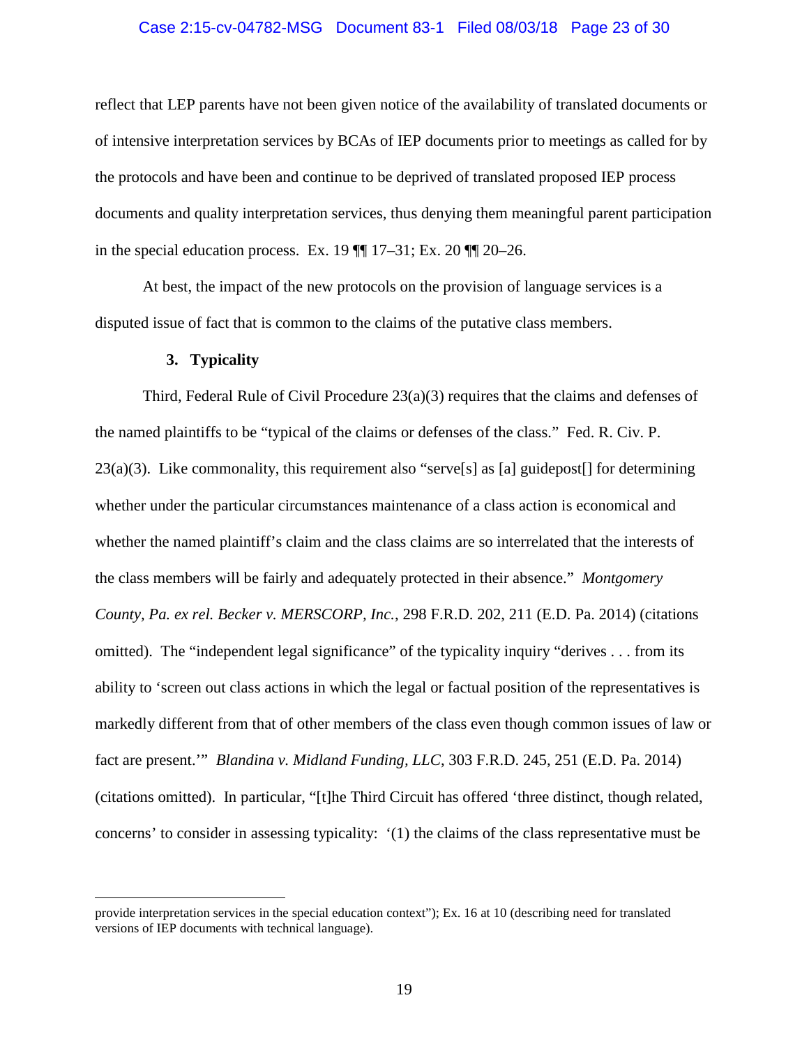reflect that LEP parents have not been given notice of the availability of translated documents or of intensive interpretation services by BCAs of IEP documents prior to meetings as called for by the protocols and have been and continue to be deprived of translated proposed IEP process documents and quality interpretation services, thus denying them meaningful parent participation in the special education process. Ex. 19 ¶¶ 17–31; Ex. 20 ¶¶ 20–26.

At best, the impact of the new protocols on the provision of language services is a disputed issue of fact that is common to the claims of the putative class members.

### 3. Typicality

Third, Federal Rule of Civil Procedure 23(a)(3) requires that the claims and defenses of the named plaintiffs to be "typical of the claims or defenses of the class." Fed. R. Civ. P. 23(a)(3). Like commonality, this requirement also "serve[s] as [a] guidepost[] for determining whether under the particular circumstances maintenance of a class action is economical and whether the named plaintiff's claim and the class claims are so interrelated that the interests of the class members will be fairly and adequately protected in their absence." *Montgomery County, Pa. ex rel. Becker v. MERSCORP, Inc.*, 298 F.R.D. 202, 211 (E.D. Pa. 2014) (citations omitted). The "independent legal significance" of the typicality inquiry "derives . . . from its ability to 'screen out class actions in which the legal or factual position of the representatives is markedly different from that of other members of the class even though common issues of law or fact are present.'" *Blandina v. Midland Funding, LLC*, 303 F.R.D. 245, 251 (E.D. Pa. 2014) (citations omitted). In particular, "[t]he Third Circuit has offered 'three distinct, though related, concerns' to consider in assessing typicality: '(1) the claims of the class representative must be

---

provide interpretation services in the special education context"); Ex. 16 at 10 (describing need for translated versions of IEP documents with technical language).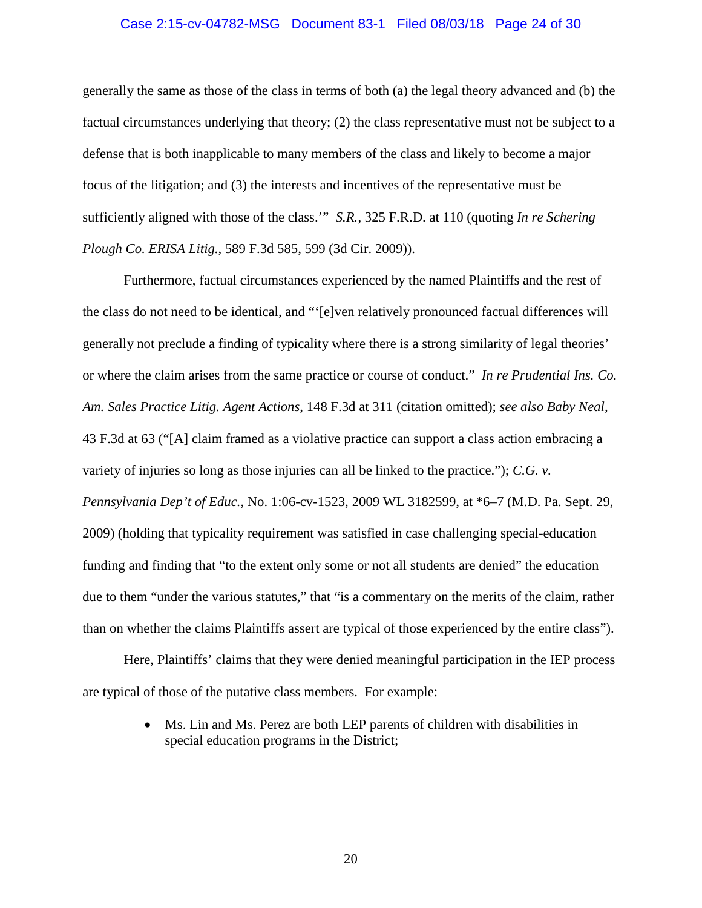generally the same as those of the class in terms of both (a) the legal theory advanced and (b) the factual circumstances underlying that theory; (2) the class representative must not be subject to a defense that is both inapplicable to many members of the class and likely to become a major focus of the litigation; and (3) the interests and incentives of the representative must be sufficiently aligned with those of the class.'" *S.R.*, 325 F.R.D. at 110 (quoting *In re Schering Plough Co. ERISA Litig.*, 589 F.3d 585, 599 (3d Cir. 2009)).

Furthermore, factual circumstances experienced by the named Plaintiffs and the rest of the class do not need to be identical, and "'[e]ven relatively pronounced factual differences will generally not preclude a finding of typicality where there is a strong similarity of legal theories' or where the claim arises from the same practice or course of conduct." *In re Prudential Ins. Co. Am. Sales Practice Litig. Agent Actions*, 148 F.3d at 311 (citation omitted); *see also Baby Neal*, 43 F.3d at 63 ("[A] claim framed as a violative practice can support a class action embracing a variety of injuries so long as those injuries can all be linked to the practice."); *C.G. v. Pennsylvania Dep't of Educ.*, No. 1:06-cv-1523, 2009 WL 3182599, at *6–7 (M.D. Pa. Sept. 29, 2009) (holding that typicality requirement was satisfied in case challenging special-education funding and finding that "to the extent only some or not all students are denied" the education due to them "under the various statutes," that "is a commentary on the merits of the claim, rather than on whether the claims Plaintiffs assert are typical of those experienced by the entire class").

Here, Plaintiffs' claims that they were denied meaningful participation in the IEP process are typical of those of the putative class members. For example:

- Ms. Lin and Ms. Perez are both LEP parents of children with disabilities in special education programs in the District;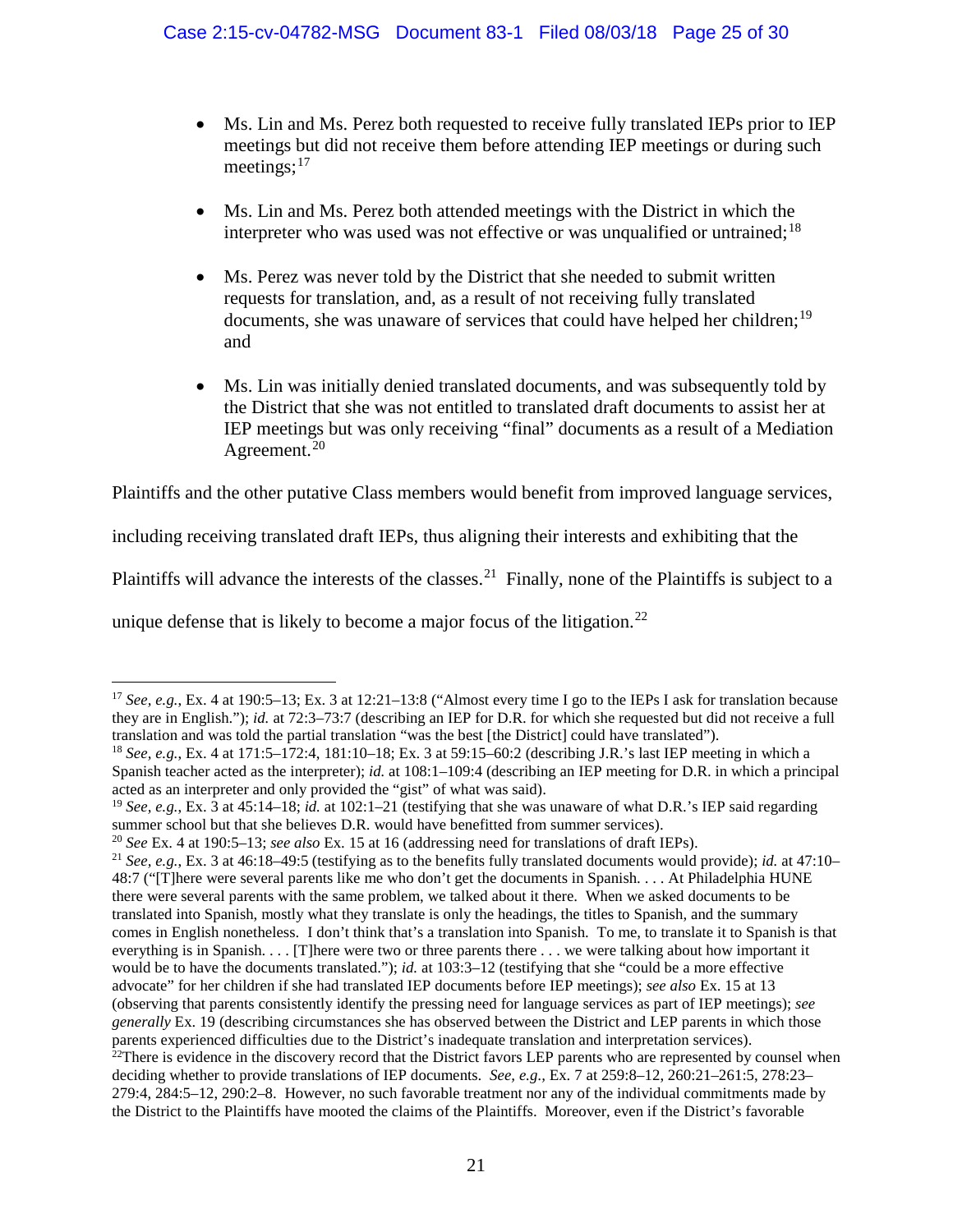- Ms. Lin and Ms. Perez both requested to receive fully translated IEPs prior to IEP meetings but did not receive them before attending IEP meetings or during such meetings;[17]

- Ms. Lin and Ms. Perez both attended meetings with the District in which the interpreter who was used was not effective or was unqualified or untrained;[18]

- Ms. Perez was never told by the District that she needed to submit written requests for translation, and, as a result of not receiving fully translated documents, she was unaware of services that could have helped her children;[19] and

- Ms. Lin was initially denied translated documents, and was subsequently told by the District that she was not entitled to translated draft documents to assist her at IEP meetings but was only receiving "final" documents as a result of a Mediation Agreement.[20]

Plaintiffs and the other putative Class members would benefit from improved language services, including receiving translated draft IEPs, thus aligning their interests and exhibiting that the Plaintiffs will advance the interests of the classes.[21] Finally, none of the Plaintiffs is subject to a unique defense that is likely to become a major focus of the litigation.[22]

---

[17] *See, e.g.*, Ex. 4 at 190:5–13; Ex. 3 at 12:21–13:8 ("Almost every time I go to the IEPs I ask for translation because they are in English."); *id.* at 72:3–73:7 (describing an IEP for D.R. for which she requested but did not receive a full translation and was told the partial translation "was the best [the District] could have translated").

[18] *See, e.g.*, Ex. 4 at 171:5–172:4, 181:10–18; Ex. 3 at 59:15–60:2 (describing J.R.'s last IEP meeting in which a Spanish teacher acted as the interpreter); *id.* at 108:1–109:4 (describing an IEP meeting for D.R. in which a principal acted as an interpreter and only provided the "gist" of what was said).

[19] *See, e.g.*, Ex. 3 at 45:14–18; *id.* at 102:1–21 (testifying that she was unaware of what D.R.'s IEP said regarding summer school but that she believes D.R. would have benefitted from summer services).

[20] *See* Ex. 4 at 190:5–13; *see also* Ex. 15 at 16 (addressing need for translations of draft IEPs).

[21] *See, e.g.*, Ex. 3 at 46:18–49:5 (testifying as to the benefits fully translated documents would provide); *id.* at 47:10–48:7 ("[T]here were several parents like me who don't get the documents in Spanish. . . . At Philadelphia HUNE there were several parents with the same problem, we talked about it there. When we asked documents to be translated into Spanish, mostly what they translate is only the headings, the titles to Spanish, and the summary comes in English nonetheless. I don't think that's a translation into Spanish. To me, to translate it to Spanish is that everything is in Spanish. . . . [T]here were two or three parents there . . . we were talking about how important it would be to have the documents translated."); *id.* at 103:3–12 (testifying that she "could be a more effective advocate" for her children if she had translated IEP documents before IEP meetings); *see also* Ex. 15 at 13 (observing that parents consistently identify the pressing need for language services as part of IEP meetings); *see generally* Ex. 19 (describing circumstances she has observed between the District and LEP parents in which those parents experienced difficulties due to the District's inadequate translation and interpretation services).

[22] There is evidence in the discovery record that the District favors LEP parents who are represented by counsel when deciding whether to provide translations of IEP documents. *See, e.g.*, Ex. 7 at 259:8–12, 260:21–261:5, 278:23–279:4, 284:5–12, 290:2–8. However, no such favorable treatment nor any of the individual commitments made by the District to the Plaintiffs have mooted the claims of the Plaintiffs. Moreover, even if the District's favorable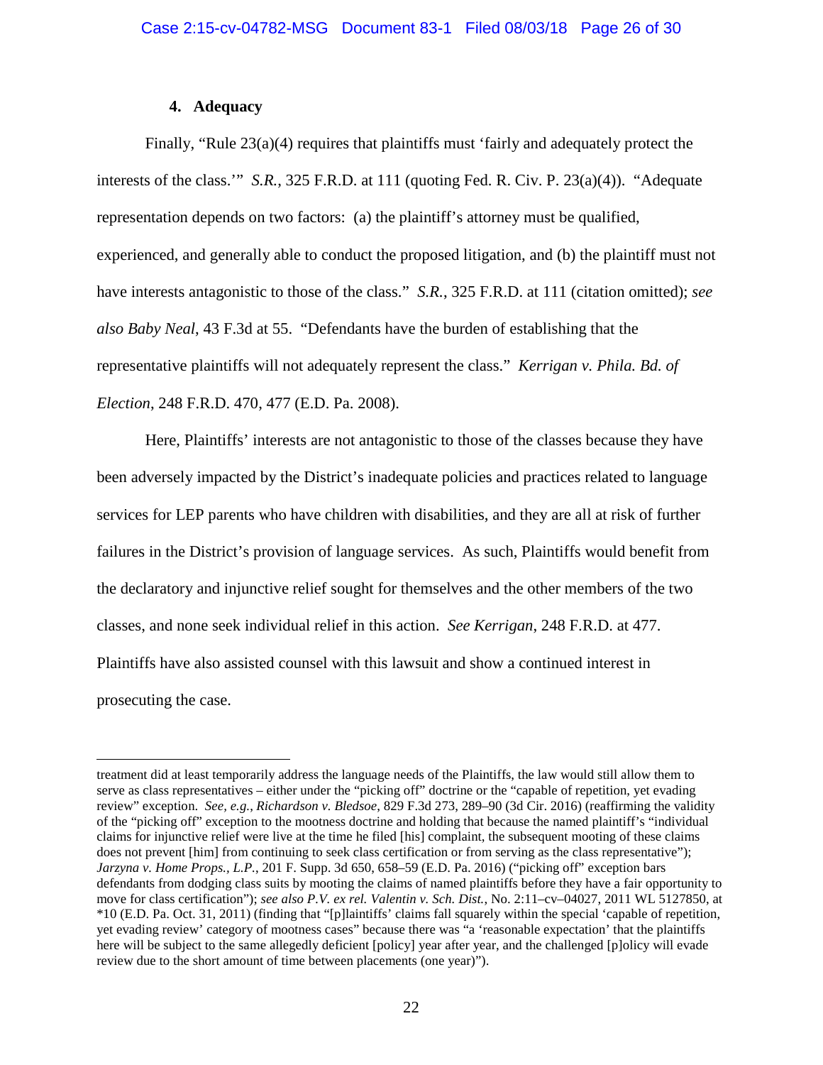### 4. Adequacy

Finally, "Rule 23(a)(4) requires that plaintiffs must 'fairly and adequately protect the interests of the class.'" *S.R.*, 325 F.R.D. at 111 (quoting Fed. R. Civ. P. 23(a)(4)). "Adequate representation depends on two factors: (a) the plaintiff's attorney must be qualified, experienced, and generally able to conduct the proposed litigation, and (b) the plaintiff must not have interests antagonistic to those of the class." *S.R.*, 325 F.R.D. at 111 (citation omitted); *see also Baby Neal*, 43 F.3d at 55. "Defendants have the burden of establishing that the representative plaintiffs will not adequately represent the class." *Kerrigan v. Phila. Bd. of Election*, 248 F.R.D. 470, 477 (E.D. Pa. 2008).

Here, Plaintiffs' interests are not antagonistic to those of the classes because they have been adversely impacted by the District's inadequate policies and practices related to language services for LEP parents who have children with disabilities, and they are all at risk of further failures in the District's provision of language services. As such, Plaintiffs would benefit from the declaratory and injunctive relief sought for themselves and the other members of the two classes, and none seek individual relief in this action. *See Kerrigan*, 248 F.R.D. at 477. Plaintiffs have also assisted counsel with this lawsuit and show a continued interest in prosecuting the case.

---

treatment did at least temporarily address the language needs of the Plaintiffs, the law would still allow them to serve as class representatives – either under the "picking off" doctrine or the "capable of repetition, yet evading review" exception. *See, e.g.*, *Richardson v. Bledsoe*, 829 F.3d 273, 289–90 (3d Cir. 2016) (reaffirming the validity of the "picking off" exception to the mootness doctrine and holding that because the named plaintiff's "individual claims for injunctive relief were live at the time he filed [his] complaint, the subsequent mooting of these claims does not prevent [him] from continuing to seek class certification or from serving as the class representative"); *Jarzyna v. Home Props., L.P.*, 201 F. Supp. 3d 650, 658–59 (E.D. Pa. 2016) ("picking off" exception bars defendants from dodging class suits by mooting the claims of named plaintiffs before they have a fair opportunity to move for class certification"); *see also P.V. ex rel. Valentin v. Sch. Dist.*, No. 2:11–cv–04027, 2011 WL 5127850, at \*10 (E.D. Pa. Oct. 31, 2011) (finding that "[p]laintiffs' claims fall squarely within the special 'capable of repetition, yet evading review' category of mootness cases" because there was "a 'reasonable expectation' that the plaintiffs here will be subject to the same allegedly deficient [policy] year after year, and the challenged [p]olicy will evade review due to the short amount of time between placements (one year)").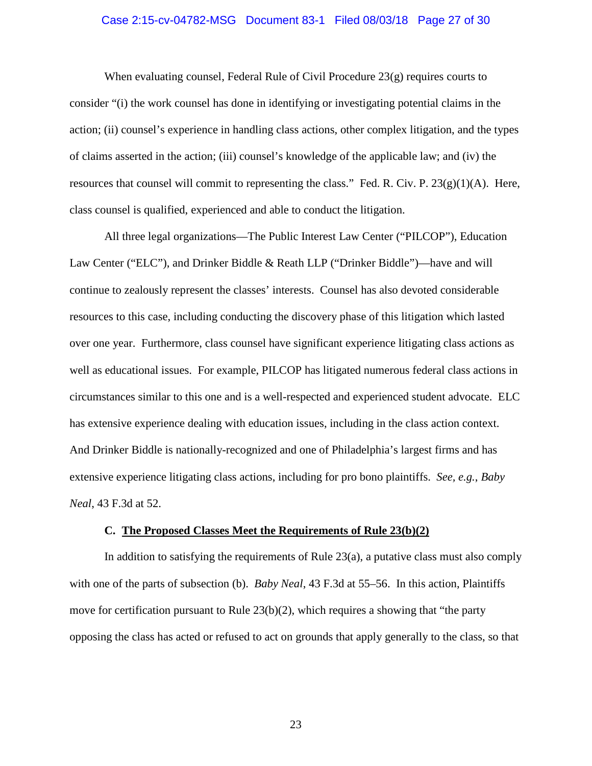When evaluating counsel, Federal Rule of Civil Procedure 23(g) requires courts to consider "(i) the work counsel has done in identifying or investigating potential claims in the action; (ii) counsel's experience in handling class actions, other complex litigation, and the types of claims asserted in the action; (iii) counsel's knowledge of the applicable law; and (iv) the resources that counsel will commit to representing the class." Fed. R. Civ. P. 23(g)(1)(A). Here, class counsel is qualified, experienced and able to conduct the litigation.

All three legal organizations—The Public Interest Law Center ("PILCOP"), Education Law Center ("ELC"), and Drinker Biddle & Reath LLP ("Drinker Biddle")—have and will continue to zealously represent the classes' interests. Counsel has also devoted considerable resources to this case, including conducting the discovery phase of this litigation which lasted over one year. Furthermore, class counsel have significant experience litigating class actions as well as educational issues. For example, PILCOP has litigated numerous federal class actions in circumstances similar to this one and is a well-respected and experienced student advocate. ELC has extensive experience dealing with education issues, including in the class action context. And Drinker Biddle is nationally-recognized and one of Philadelphia's largest firms and has extensive experience litigating class actions, including for pro bono plaintiffs. *See, e.g.*, *Baby Neal*, 43 F.3d at 52.

### C. <u>The Proposed Classes Meet the Requirements of Rule 23(b)(2)</u>

In addition to satisfying the requirements of Rule 23(a), a putative class must also comply with one of the parts of subsection (b). *Baby Neal*, 43 F.3d at 55–56. In this action, Plaintiffs move for certification pursuant to Rule 23(b)(2), which requires a showing that "the party opposing the class has acted or refused to act on grounds that apply generally to the class, so that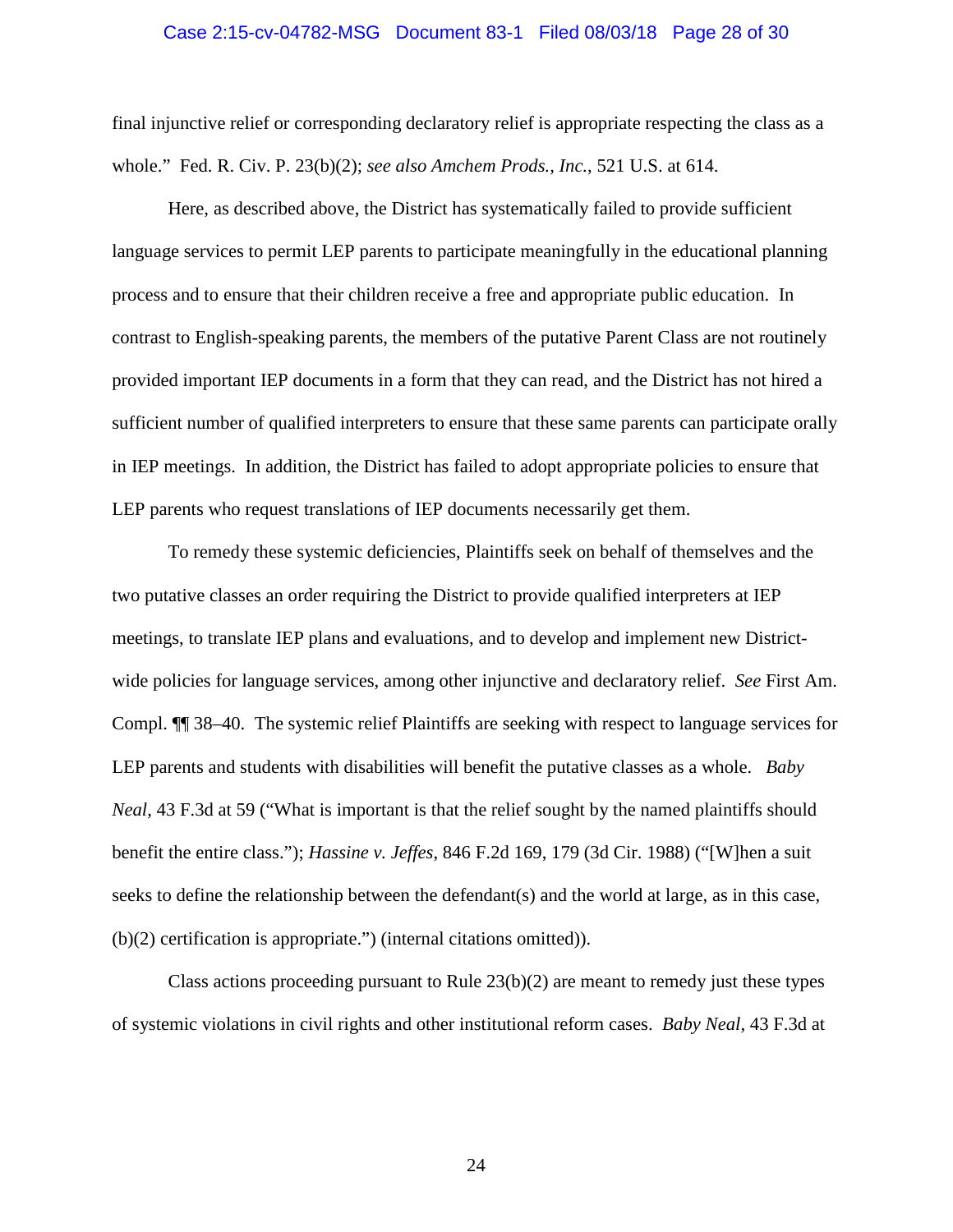final injunctive relief or corresponding declaratory relief is appropriate respecting the class as a whole." Fed. R. Civ. P. 23(b)(2); *see also Amchem Prods., Inc.*, 521 U.S. at 614.

Here, as described above, the District has systematically failed to provide sufficient language services to permit LEP parents to participate meaningfully in the educational planning process and to ensure that their children receive a free and appropriate public education. In contrast to English-speaking parents, the members of the putative Parent Class are not routinely provided important IEP documents in a form that they can read, and the District has not hired a sufficient number of qualified interpreters to ensure that these same parents can participate orally in IEP meetings. In addition, the District has failed to adopt appropriate policies to ensure that LEP parents who request translations of IEP documents necessarily get them.

To remedy these systemic deficiencies, Plaintiffs seek on behalf of themselves and the two putative classes an order requiring the District to provide qualified interpreters at IEP meetings, to translate IEP plans and evaluations, and to develop and implement new District-wide policies for language services, among other injunctive and declaratory relief. *See* First Am. Compl. ¶¶ 38–40. The systemic relief Plaintiffs are seeking with respect to language services for LEP parents and students with disabilities will benefit the putative classes as a whole. *Baby Neal*, 43 F.3d at 59 ("What is important is that the relief sought by the named plaintiffs should benefit the entire class."); *Hassine v. Jeffes*, 846 F.2d 169, 179 (3d Cir. 1988) ("[W]hen a suit seeks to define the relationship between the defendant(s) and the world at large, as in this case, (b)(2) certification is appropriate.") (internal citations omitted)).

Class actions proceeding pursuant to Rule 23(b)(2) are meant to remedy just these types of systemic violations in civil rights and other institutional reform cases. *Baby Neal*, 43 F.3d at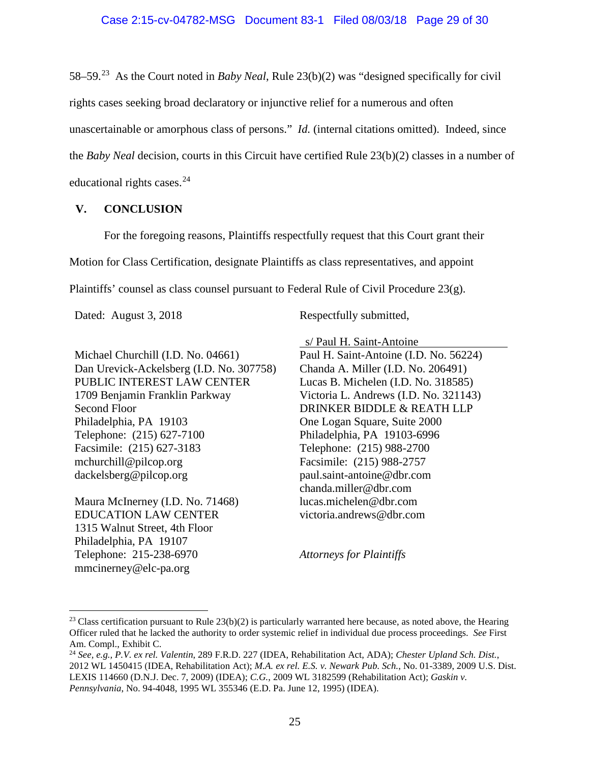58–59.[23] As the Court noted in *Baby Neal*, Rule 23(b)(2) was "designed specifically for civil rights cases seeking broad declaratory or injunctive relief for a numerous and often unascertainable or amorphous class of persons." *Id.* (internal citations omitted). Indeed, since the *Baby Neal* decision, courts in this Circuit have certified Rule 23(b)(2) classes in a number of educational rights cases.[24]

## V. CONCLUSION

For the foregoing reasons, Plaintiffs respectfully request that this Court grant their Motion for Class Certification, designate Plaintiffs as class representatives, and appoint Plaintiffs' counsel as class counsel pursuant to Federal Rule of Civil Procedure 23(g).

Dated: August 3, 2018

Respectfully submitted,

s/ Paul H. Saint-Antoine
Paul H. Saint-Antoine (I.D. No. 56224)
Chanda A. Miller (I.D. No. 206491)
Lucas B. Michelen (I.D. No. 318585)
Victoria L. Andrews (I.D. No. 321143)
DRINKER BIDDLE & REATH LLP
One Logan Square, Suite 2000
Philadelphia, PA 19103-6996
Telephone: (215) 988-2700
Facsimile: (215) 988-2757
paul.saint-antoine@dbr.com
chanda.miller@dbr.com
lucas.michelen@dbr.com
victoria.andrews@dbr.com

Michael Churchill (I.D. No. 04661)
Dan Urevick-Ackelsberg (I.D. No. 307758)
PUBLIC INTEREST LAW CENTER
1709 Benjamin Franklin Parkway
Second Floor
Philadelphia, PA 19103
Telephone: (215) 627-7100
Facsimile: (215) 627-3183
mchurchill@pilcop.org
dackelsberg@pilcop.org

Maura McInerney (I.D. No. 71468)
EDUCATION LAW CENTER
1315 Walnut Street, 4th Floor
Philadelphia, PA 19107
Telephone: 215-238-6970
mmcinerney@elc-pa.org

*Attorneys for Plaintiffs*

---

[23] Class certification pursuant to Rule 23(b)(2) is particularly warranted here because, as noted above, the Hearing Officer ruled that he lacked the authority to order systemic relief in individual due process proceedings. *See* First Am. Compl., Exhibit C.

[24] *See, e.g., P.V. ex rel. Valentin*, 289 F.R.D. 227 (IDEA, Rehabilitation Act, ADA); *Chester Upland Sch. Dist.*, 2012 WL 1450415 (IDEA, Rehabilitation Act); *M.A. ex rel. E.S. v. Newark Pub. Sch.*, No. 01-3389, 2009 U.S. Dist. LEXIS 114660 (D.N.J. Dec. 7, 2009) (IDEA); *C.G.*, 2009 WL 3182599 (Rehabilitation Act); *Gaskin v. Pennsylvania*, No. 94-4048, 1995 WL 355346 (E.D. Pa. June 12, 1995) (IDEA).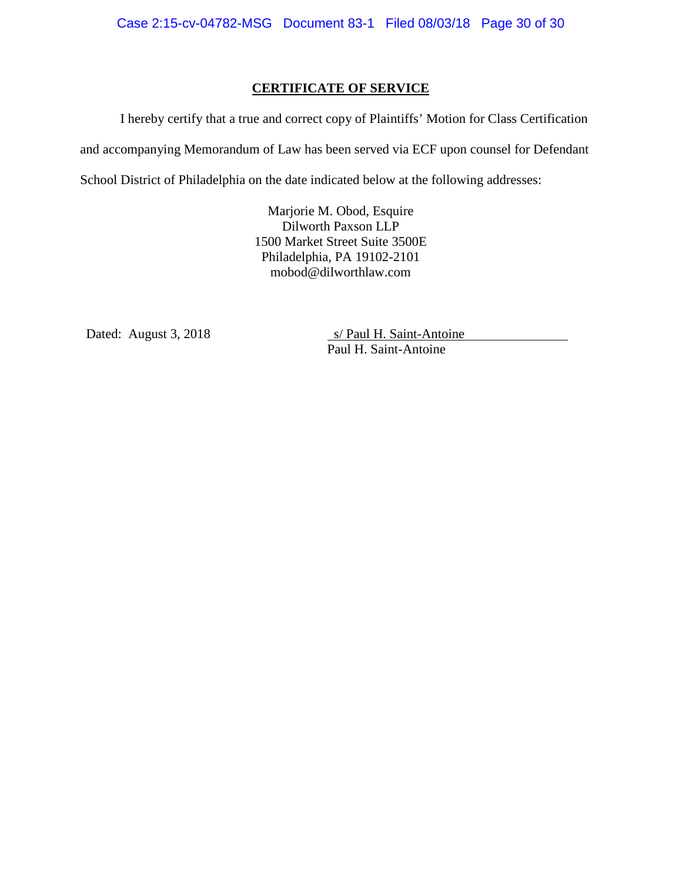## CERTIFICATE OF SERVICE

I hereby certify that a true and correct copy of Plaintiffs' Motion for Class Certification and accompanying Memorandum of Law has been served via ECF upon counsel for Defendant School District of Philadelphia on the date indicated below at the following addresses:

Marjorie M. Obod, Esquire
Dilworth Paxson LLP
1500 Market Street Suite 3500E
Philadelphia, PA 19102-2101
mobod@dilworthlaw.com

Dated: August 3, 2018

s/ Paul H. Saint-Antoine
Paul H. Saint-Antoine